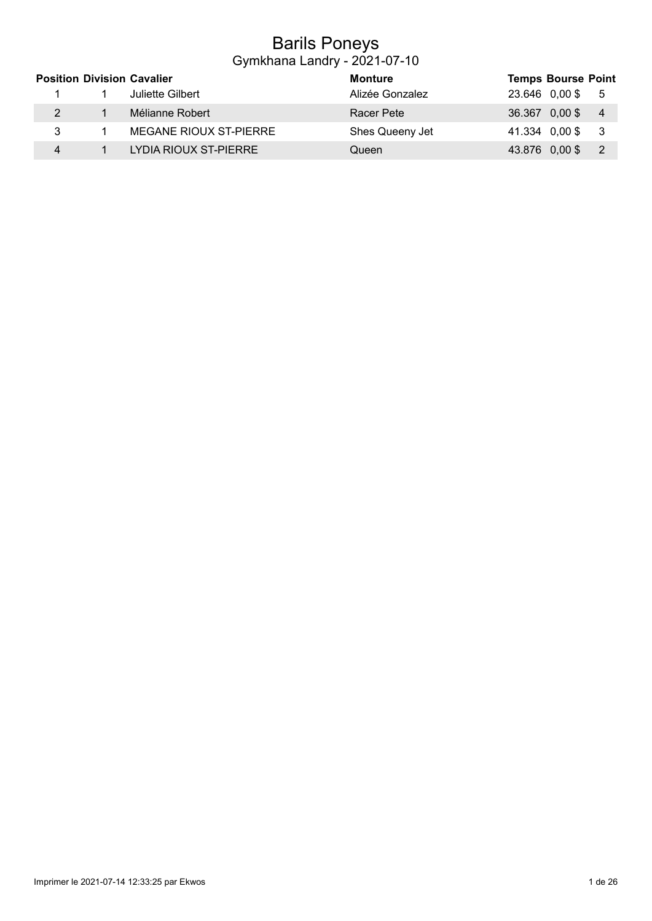# Barils Poneys

## Gymkhana Landry - 2021-07-10

| Position | Division | Cavalier | Monture | Temps | Bourse | Point |
|---|---|---|---|---|---|---|
| 1 | 1 | Juliette Gilbert | Alizée Gonzalez | 23.646 | 0,00 $ | 5 |
| 2 | 1 | Mélianne Robert | Racer Pete | 36.367 | 0,00 $ | 4 |
| 3 | 1 | MEGANE RIOUX ST-PIERRE | Shes Queeny Jet | 41.334 | 0,00 $ | 3 |
| 4 | 1 | LYDIA RIOUX ST-PIERRE | Queen | 43.876 | 0,00 $ | 2 |

Imprimer le 2021-07-14 12:33:25 par Ekwos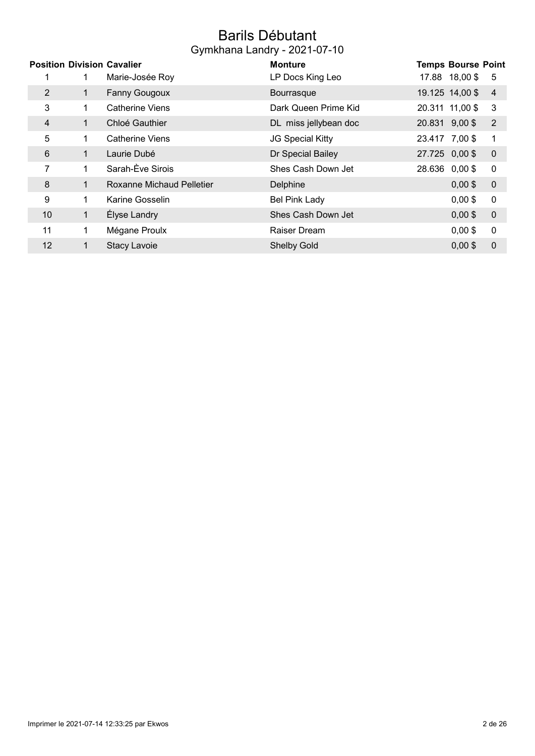# Barils Débutant

## Gymkhana Landry - 2021-07-10

| Position | Division | Cavalier | Monture | Temps | Bourse | Point |
|---|---|---|---|---|---|---|
| 1 | 1 | Marie-Josée Roy | LP Docs King Leo | 17.88 | 18,00 $ | 5 |
| 2 | 1 | Fanny Gougoux | Bourrasque | 19.125 | 14,00 $ | 4 |
| 3 | 1 | Catherine Viens | Dark Queen Prime Kid | 20.311 | 11,00 $ | 3 |
| 4 | 1 | Chloé Gauthier | DL miss jellybean doc | 20.831 | 9,00 $ | 2 |
| 5 | 1 | Catherine Viens | JG Special Kitty | 23.417 | 7,00 $ | 1 |
| 6 | 1 | Laurie Dubé | Dr Special Bailey | 27.725 | 0,00 $ | 0 |
| 7 | 1 | Sarah-Ève Sirois | Shes Cash Down Jet | 28.636 | 0,00 $ | 0 |
| 8 | 1 | Roxanne Michaud Pelletier | Delphine | | 0,00 $ | 0 |
| 9 | 1 | Karine Gosselin | Bel Pink Lady | | 0,00 $ | 0 |
| 10 | 1 | Élyse Landry | Shes Cash Down Jet | | 0,00 $ | 0 |
| 11 | 1 | Mégane Proulx | Raiser Dream | | 0,00 $ | 0 |
| 12 | 1 | Stacy Lavoie | Shelby Gold | | 0,00 $ | 0 |

Imprimer le 2021-07-14 12:33:25 par Ekwos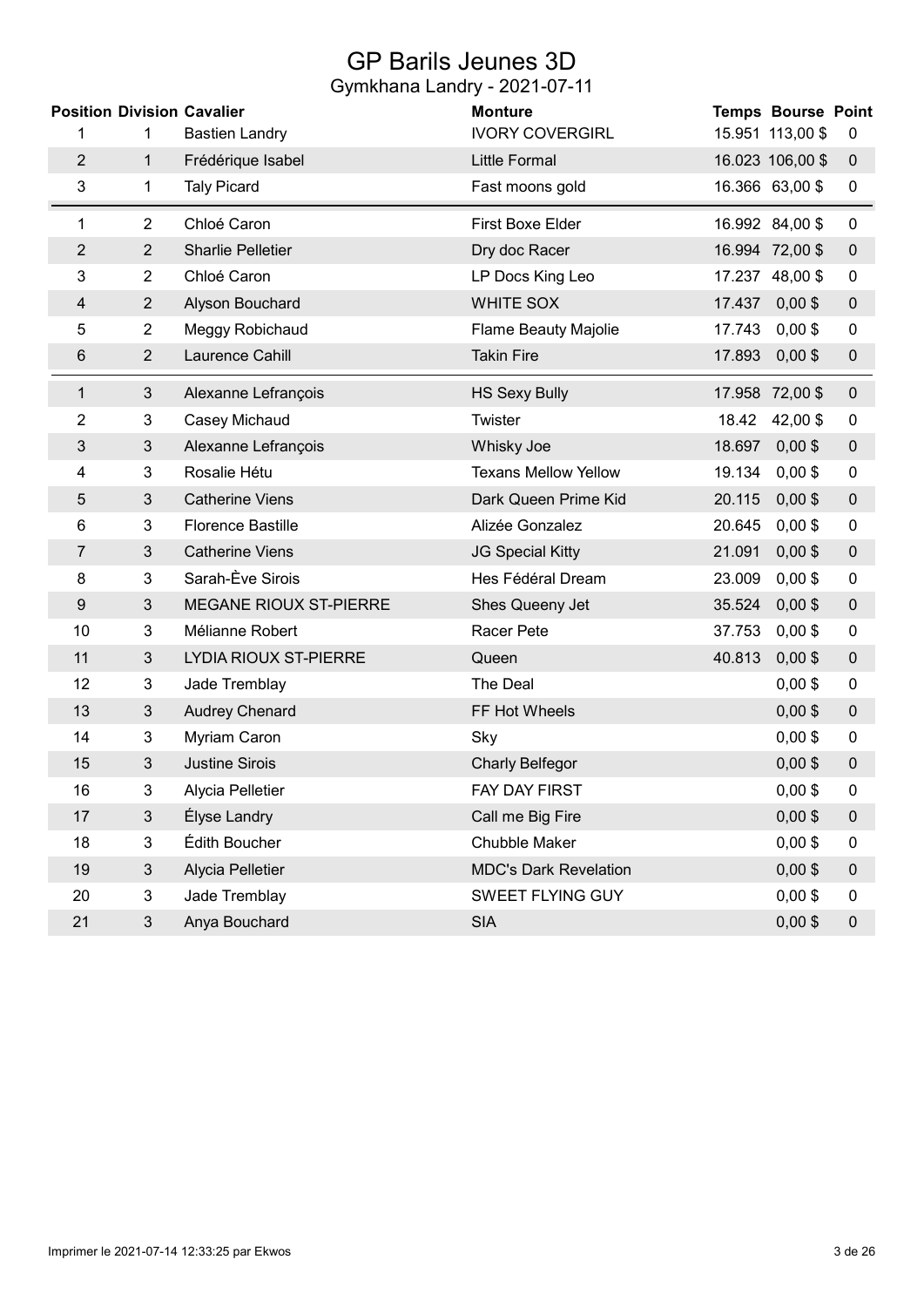# GP Barils Jeunes 3D

## Gymkhana Landry - 2021-07-11

| Position | Division | Cavalier | Monture | Temps | Bourse | Point |
|---|---|---|---|---|---|---|
| 1 | 1 | Bastien Landry | IVORY COVERGIRL | 15.951 | 113,00 $ | 0 |
| 2 | 1 | Frédérique Isabel | Little Formal | 16.023 | 106,00 $ | 0 |
| 3 | 1 | Taly Picard | Fast moons gold | 16.366 | 63,00 $ | 0 |
| 1 | 2 | Chloé Caron | First Boxe Elder | 16.992 | 84,00 $ | 0 |
| 2 | 2 | Sharlie Pelletier | Dry doc Racer | 16.994 | 72,00 $ | 0 |
| 3 | 2 | Chloé Caron | LP Docs King Leo | 17.237 | 48,00 $ | 0 |
| 4 | 2 | Alyson Bouchard | WHITE SOX | 17.437 | 0,00 $ | 0 |
| 5 | 2 | Meggy Robichaud | Flame Beauty Majolie | 17.743 | 0,00 $ | 0 |
| 6 | 2 | Laurence Cahill | Takin Fire | 17.893 | 0,00 $ | 0 |
| 1 | 3 | Alexanne Lefrançois | HS Sexy Bully | 17.958 | 72,00 $ | 0 |
| 2 | 3 | Casey Michaud | Twister | 18.42 | 42,00 $ | 0 |
| 3 | 3 | Alexanne Lefrançois | Whisky Joe | 18.697 | 0,00 $ | 0 |
| 4 | 3 | Rosalie Hétu | Texans Mellow Yellow | 19.134 | 0,00 $ | 0 |
| 5 | 3 | Catherine Viens | Dark Queen Prime Kid | 20.115 | 0,00 $ | 0 |
| 6 | 3 | Florence Bastille | Alizée Gonzalez | 20.645 | 0,00 $ | 0 |
| 7 | 3 | Catherine Viens | JG Special Kitty | 21.091 | 0,00 $ | 0 |
| 8 | 3 | Sarah-Ève Sirois | Hes Fédéral Dream | 23.009 | 0,00 $ | 0 |
| 9 | 3 | MEGANE RIOUX ST-PIERRE | Shes Queeny Jet | 35.524 | 0,00 $ | 0 |
| 10 | 3 | Mélianne Robert | Racer Pete | 37.753 | 0,00 $ | 0 |
| 11 | 3 | LYDIA RIOUX ST-PIERRE | Queen | 40.813 | 0,00 $ | 0 |
| 12 | 3 | Jade Tremblay | The Deal | | 0,00 $ | 0 |
| 13 | 3 | Audrey Chenard | FF Hot Wheels | | 0,00 $ | 0 |
| 14 | 3 | Myriam Caron | Sky | | 0,00 $ | 0 |
| 15 | 3 | Justine Sirois | Charly Belfegor | | 0,00 $ | 0 |
| 16 | 3 | Alycia Pelletier | FAY DAY FIRST | | 0,00 $ | 0 |
| 17 | 3 | Élyse Landry | Call me Big Fire | | 0,00 $ | 0 |
| 18 | 3 | Édith Boucher | Chubble Maker | | 0,00 $ | 0 |
| 19 | 3 | Alycia Pelletier | MDC's Dark Revelation | | 0,00 $ | 0 |
| 20 | 3 | Jade Tremblay | SWEET FLYING GUY | | 0,00 $ | 0 |
| 21 | 3 | Anya Bouchard | SIA | | 0,00 $ | 0 |

Imprimer le 2021-07-14 12:33:25 par Ekwos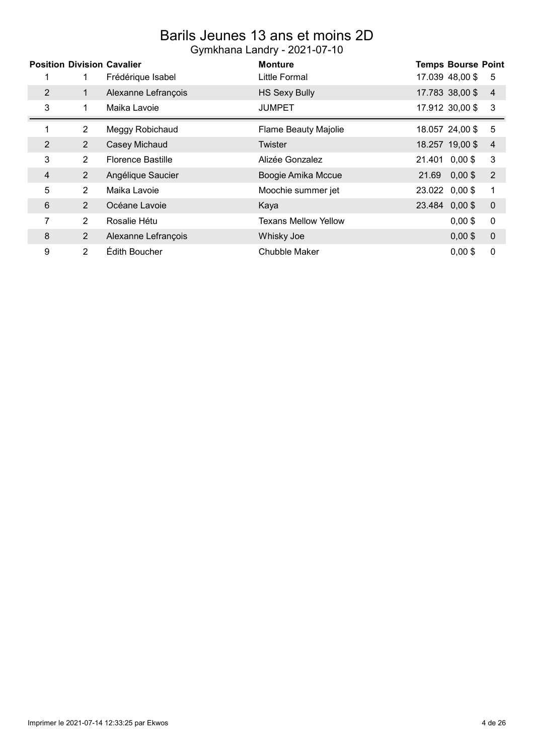# Barils Jeunes 13 ans et moins 2D

Gymkhana Landry - 2021-07-10

| Position | Division | Cavalier | Monture | Temps | Bourse | Point |
|---|---|---|---|---|---|---|
| 1 | 1 | Frédérique Isabel | Little Formal | 17.039 | 48,00 $ | 5 |
| 2 | 1 | Alexanne Lefrançois | HS Sexy Bully | 17.783 | 38,00 $ | 4 |
| 3 | 1 | Maika Lavoie | JUMPET | 17.912 | 30,00 $ | 3 |
| 1 | 2 | Meggy Robichaud | Flame Beauty Majolie | 18.057 | 24,00 $ | 5 |
| 2 | 2 | Casey Michaud | Twister | 18.257 | 19,00 $ | 4 |
| 3 | 2 | Florence Bastille | Alizée Gonzalez | 21.401 | 0,00 $ | 3 |
| 4 | 2 | Angélique Saucier | Boogie Amika Mccue | 21.69 | 0,00 $ | 2 |
| 5 | 2 | Maika Lavoie | Moochie summer jet | 23.022 | 0,00 $ | 1 |
| 6 | 2 | Océane Lavoie | Kaya | 23.484 | 0,00 $ | 0 |
| 7 | 2 | Rosalie Hétu | Texans Mellow Yellow | | 0,00 $ | 0 |
| 8 | 2 | Alexanne Lefrançois | Whisky Joe | | 0,00 $ | 0 |
| 9 | 2 | Édith Boucher | Chubble Maker | | 0,00 $ | 0 |

Imprimer le 2021-07-14 12:33:25 par Ekwos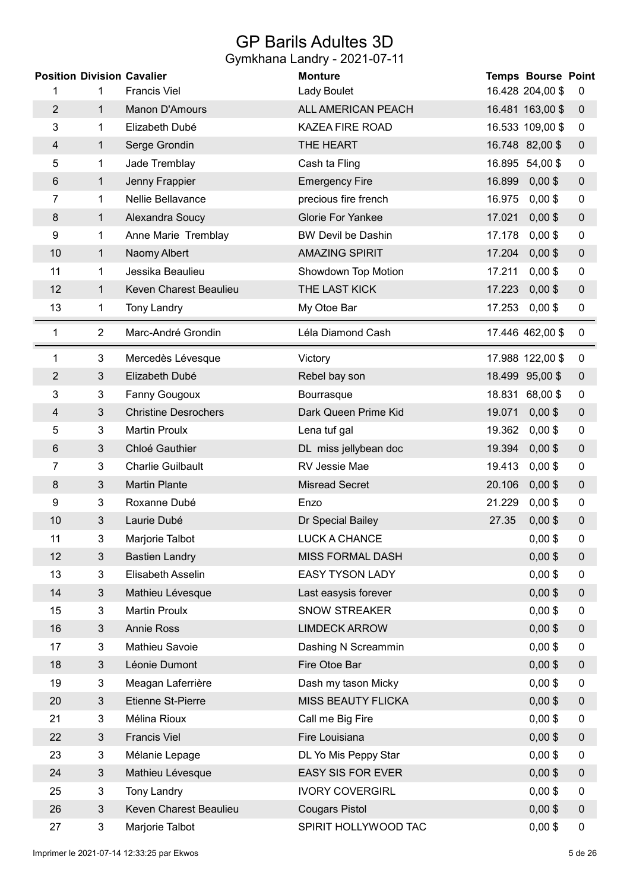# GP Barils Adultes 3D

## Gymkhana Landry - 2021-07-11

| Position | Division | Cavalier | Monture | Temps | Bourse | Point |
|---|---|---|---|---|---|---|
| 1 | 1 | Francis Viel | Lady Boulet | 16.428 | 204,00 $ | 0 |
| 2 | 1 | Manon D'Amours | ALL AMERICAN PEACH | 16.481 | 163,00 $ | 0 |
| 3 | 1 | Elizabeth Dubé | KAZEA FIRE ROAD | 16.533 | 109,00 $ | 0 |
| 4 | 1 | Serge Grondin | THE HEART | 16.748 | 82,00 $ | 0 |
| 5 | 1 | Jade Tremblay | Cash ta Fling | 16.895 | 54,00 $ | 0 |
| 6 | 1 | Jenny Frappier | Emergency Fire | 16.899 | 0,00 $ | 0 |
| 7 | 1 | Nellie Bellavance | precious fire french | 16.975 | 0,00 $ | 0 |
| 8 | 1 | Alexandra Soucy | Glorie For Yankee | 17.021 | 0,00 $ | 0 |
| 9 | 1 | Anne Marie Tremblay | BW Devil be Dashin | 17.178 | 0,00 $ | 0 |
| 10 | 1 | Naomy Albert | AMAZING SPIRIT | 17.204 | 0,00 $ | 0 |
| 11 | 1 | Jessika Beaulieu | Showdown Top Motion | 17.211 | 0,00 $ | 0 |
| 12 | 1 | Keven Charest Beaulieu | THE LAST KICK | 17.223 | 0,00 $ | 0 |
| 13 | 1 | Tony Landry | My Otoe Bar | 17.253 | 0,00 $ | 0 |
| 1 | 2 | Marc-André Grondin | Léla Diamond Cash | 17.446 | 462,00 $ | 0 |
| 1 | 3 | Mercedès Lévesque | Victory | 17.988 | 122,00 $ | 0 |
| 2 | 3 | Elizabeth Dubé | Rebel bay son | 18.499 | 95,00 $ | 0 |
| 3 | 3 | Fanny Gougoux | Bourrasque | 18.831 | 68,00 $ | 0 |
| 4 | 3 | Christine Desrochers | Dark Queen Prime Kid | 19.071 | 0,00 $ | 0 |
| 5 | 3 | Martin Proulx | Lena tuf gal | 19.362 | 0,00 $ | 0 |
| 6 | 3 | Chloé Gauthier | DL miss jellybean doc | 19.394 | 0,00 $ | 0 |
| 7 | 3 | Charlie Guilbault | RV Jessie Mae | 19.413 | 0,00 $ | 0 |
| 8 | 3 | Martin Plante | Misread Secret | 20.106 | 0,00 $ | 0 |
| 9 | 3 | Roxanne Dubé | Enzo | 21.229 | 0,00 $ | 0 |
| 10 | 3 | Laurie Dubé | Dr Special Bailey | 27.35 | 0,00 $ | 0 |
| 11 | 3 | Marjorie Talbot | LUCK A CHANCE | | 0,00 $ | 0 |
| 12 | 3 | Bastien Landry | MISS FORMAL DASH | | 0,00 $ | 0 |
| 13 | 3 | Elisabeth Asselin | EASY TYSON LADY | | 0,00 $ | 0 |
| 14 | 3 | Mathieu Lévesque | Last easysis forever | | 0,00 $ | 0 |
| 15 | 3 | Martin Proulx | SNOW STREAKER | | 0,00 $ | 0 |
| 16 | 3 | Annie Ross | LIMDECK ARROW | | 0,00 $ | 0 |
| 17 | 3 | Mathieu Savoie | Dashing N Screammin | | 0,00 $ | 0 |
| 18 | 3 | Léonie Dumont | Fire Otoe Bar | | 0,00 $ | 0 |
| 19 | 3 | Meagan Laferrière | Dash my tason Micky | | 0,00 $ | 0 |
| 20 | 3 | Etienne St-Pierre | MISS BEAUTY FLICKA | | 0,00 $ | 0 |
| 21 | 3 | Mélina Rioux | Call me Big Fire | | 0,00 $ | 0 |
| 22 | 3 | Francis Viel | Fire Louisiana | | 0,00 $ | 0 |
| 23 | 3 | Mélanie Lepage | DL Yo Mis Peppy Star | | 0,00 $ | 0 |
| 24 | 3 | Mathieu Lévesque | EASY SIS FOR EVER | | 0,00 $ | 0 |
| 25 | 3 | Tony Landry | IVORY COVERGIRL | | 0,00 $ | 0 |
| 26 | 3 | Keven Charest Beaulieu | Cougars Pistol | | 0,00 $ | 0 |
| 27 | 3 | Marjorie Talbot | SPIRIT HOLLYWOOD TAC | | 0,00 $ | 0 |

Imprimer le 2021-07-14 12:33:25 par Ekwos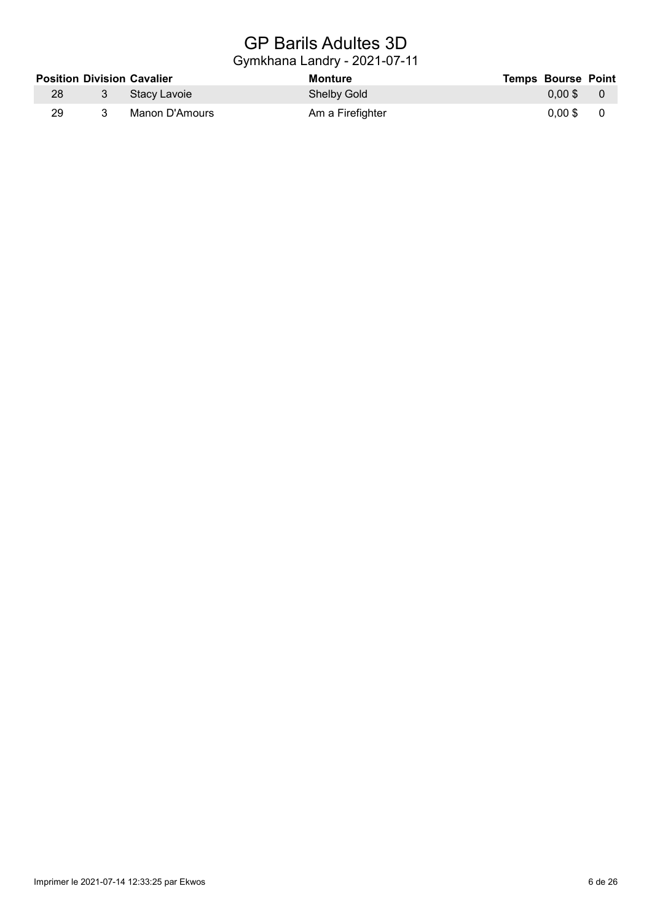# GP Barils Adultes 3D

## Gymkhana Landry - 2021-07-11

| Position | Division | Cavalier | Monture | Temps | Bourse | Point |
|---|---|---|---|---|---|---|
| 28 | 3 | Stacy Lavoie | Shelby Gold | | 0,00 $ | 0 |
| 29 | 3 | Manon D'Amours | Am a Firefighter | | 0,00 $ | 0 |

Imprimer le 2021-07-14 12:33:25 par Ekwos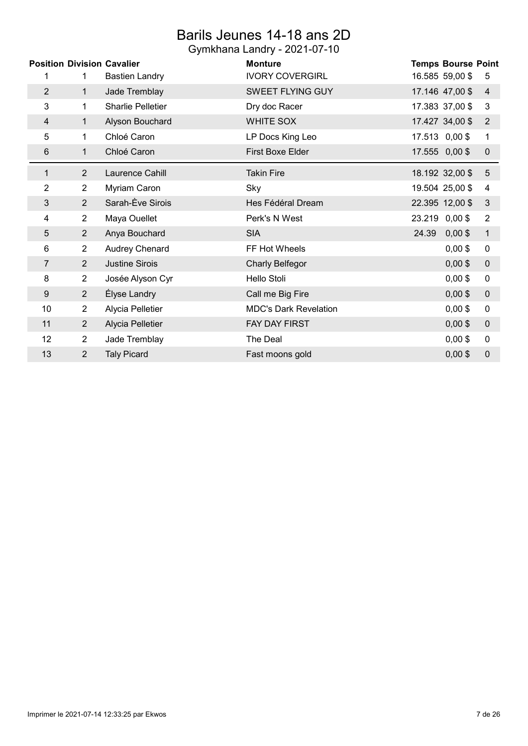# Barils Jeunes 14-18 ans 2D

## Gymkhana Landry - 2021-07-10

| Position | Division | Cavalier | Monture | Temps | Bourse | Point |
|---|---|---|---|---|---|---|
| 1 | 1 | Bastien Landry | IVORY COVERGIRL | 16.585 | 59,00 $ | 5 |
| 2 | 1 | Jade Tremblay | SWEET FLYING GUY | 17.146 | 47,00 $ | 4 |
| 3 | 1 | Sharlie Pelletier | Dry doc Racer | 17.383 | 37,00 $ | 3 |
| 4 | 1 | Alyson Bouchard | WHITE SOX | 17.427 | 34,00 $ | 2 |
| 5 | 1 | Chloé Caron | LP Docs King Leo | 17.513 | 0,00 $ | 1 |
| 6 | 1 | Chloé Caron | First Boxe Elder | 17.555 | 0,00 $ | 0 |
| 1 | 2 | Laurence Cahill | Takin Fire | 18.192 | 32,00 $ | 5 |
| 2 | 2 | Myriam Caron | Sky | 19.504 | 25,00 $ | 4 |
| 3 | 2 | Sarah-Ève Sirois | Hes Fédéral Dream | 22.395 | 12,00 $ | 3 |
| 4 | 2 | Maya Ouellet | Perk's N West | 23.219 | 0,00 $ | 2 |
| 5 | 2 | Anya Bouchard | SIA | 24.39 | 0,00 $ | 1 |
| 6 | 2 | Audrey Chenard | FF Hot Wheels | | 0,00 $ | 0 |
| 7 | 2 | Justine Sirois | Charly Belfegor | | 0,00 $ | 0 |
| 8 | 2 | Josée Alyson Cyr | Hello Stoli | | 0,00 $ | 0 |
| 9 | 2 | Élyse Landry | Call me Big Fire | | 0,00 $ | 0 |
| 10 | 2 | Alycia Pelletier | MDC's Dark Revelation | | 0,00 $ | 0 |
| 11 | 2 | Alycia Pelletier | FAY DAY FIRST | | 0,00 $ | 0 |
| 12 | 2 | Jade Tremblay | The Deal | | 0,00 $ | 0 |
| 13 | 2 | Taly Picard | Fast moons gold | | 0,00 $ | 0 |

Imprimer le 2021-07-14 12:33:25 par Ekwos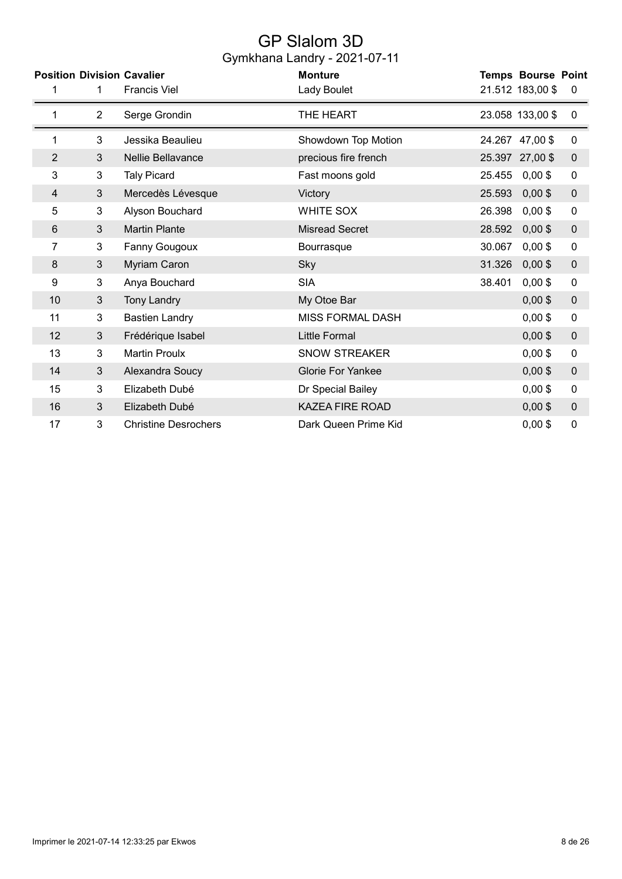# GP Slalom 3D

## Gymkhana Landry - 2021-07-11

| Position | Division | Cavalier | Monture | Temps | Bourse | Point |
|---|---|---|---|---|---|---|
| 1 | 1 | Francis Viel | Lady Boulet | 21.512 | 183,00 $ | 0 |
| 1 | 2 | Serge Grondin | THE HEART | 23.058 | 133,00 $ | 0 |
| 1 | 3 | Jessika Beaulieu | Showdown Top Motion | 24.267 | 47,00 $ | 0 |
| 2 | 3 | Nellie Bellavance | precious fire french | 25.397 | 27,00 $ | 0 |
| 3 | 3 | Taly Picard | Fast moons gold | 25.455 | 0,00 $ | 0 |
| 4 | 3 | Mercedès Lévesque | Victory | 25.593 | 0,00 $ | 0 |
| 5 | 3 | Alyson Bouchard | WHITE SOX | 26.398 | 0,00 $ | 0 |
| 6 | 3 | Martin Plante | Misread Secret | 28.592 | 0,00 $ | 0 |
| 7 | 3 | Fanny Gougoux | Bourrasque | 30.067 | 0,00 $ | 0 |
| 8 | 3 | Myriam Caron | Sky | 31.326 | 0,00 $ | 0 |
| 9 | 3 | Anya Bouchard | SIA | 38.401 | 0,00 $ | 0 |
| 10 | 3 | Tony Landry | My Otoe Bar | | 0,00 $ | 0 |
| 11 | 3 | Bastien Landry | MISS FORMAL DASH | | 0,00 $ | 0 |
| 12 | 3 | Frédérique Isabel | Little Formal | | 0,00 $ | 0 |
| 13 | 3 | Martin Proulx | SNOW STREAKER | | 0,00 $ | 0 |
| 14 | 3 | Alexandra Soucy | Glorie For Yankee | | 0,00 $ | 0 |
| 15 | 3 | Elizabeth Dubé | Dr Special Bailey | | 0,00 $ | 0 |
| 16 | 3 | Elizabeth Dubé | KAZEA FIRE ROAD | | 0,00 $ | 0 |
| 17 | 3 | Christine Desrochers | Dark Queen Prime Kid | | 0,00 $ | 0 |

Imprimer le 2021-07-14 12:33:25 par Ekwos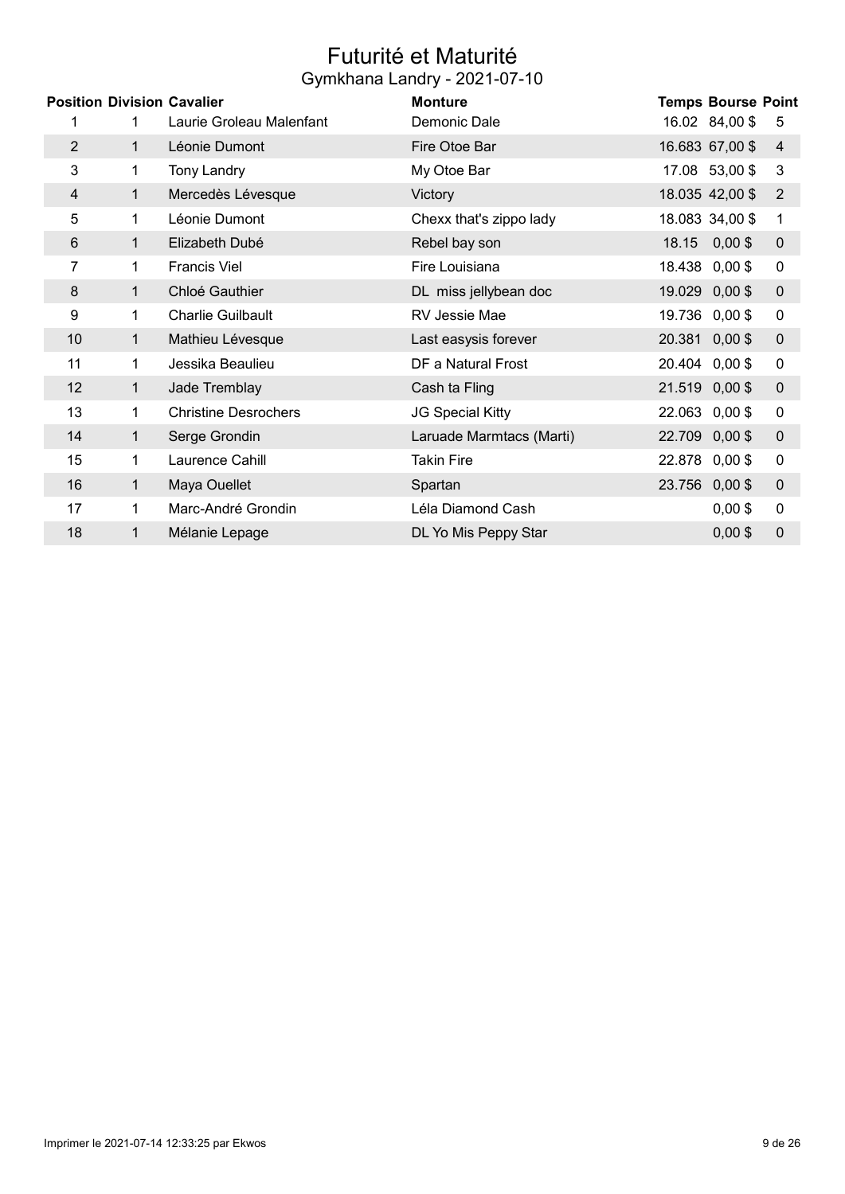# Futurité et Maturité

## Gymkhana Landry - 2021-07-10

| Position | Division | Cavalier | Monture | Temps | Bourse | Point |
|---|---|---|---|---|---|---|
| 1 | 1 | Laurie Groleau Malenfant | Demonic Dale | 16.02 | 84,00 $ | 5 |
| 2 | 1 | Léonie Dumont | Fire Otoe Bar | 16.683 | 67,00 $ | 4 |
| 3 | 1 | Tony Landry | My Otoe Bar | 17.08 | 53,00 $ | 3 |
| 4 | 1 | Mercedès Lévesque | Victory | 18.035 | 42,00 $ | 2 |
| 5 | 1 | Léonie Dumont | Chexx that's zippo lady | 18.083 | 34,00 $ | 1 |
| 6 | 1 | Elizabeth Dubé | Rebel bay son | 18.15 | 0,00 $ | 0 |
| 7 | 1 | Francis Viel | Fire Louisiana | 18.438 | 0,00 $ | 0 |
| 8 | 1 | Chloé Gauthier | DL miss jellybean doc | 19.029 | 0,00 $ | 0 |
| 9 | 1 | Charlie Guilbault | RV Jessie Mae | 19.736 | 0,00 $ | 0 |
| 10 | 1 | Mathieu Lévesque | Last easysis forever | 20.381 | 0,00 $ | 0 |
| 11 | 1 | Jessika Beaulieu | DF a Natural Frost | 20.404 | 0,00 $ | 0 |
| 12 | 1 | Jade Tremblay | Cash ta Fling | 21.519 | 0,00 $ | 0 |
| 13 | 1 | Christine Desrochers | JG Special Kitty | 22.063 | 0,00 $ | 0 |
| 14 | 1 | Serge Grondin | Laruade Marmtacs (Marti) | 22.709 | 0,00 $ | 0 |
| 15 | 1 | Laurence Cahill | Takin Fire | 22.878 | 0,00 $ | 0 |
| 16 | 1 | Maya Ouellet | Spartan | 23.756 | 0,00 $ | 0 |
| 17 | 1 | Marc-André Grondin | Léla Diamond Cash | | 0,00 $ | 0 |
| 18 | 1 | Mélanie Lepage | DL Yo Mis Peppy Star | | 0,00 $ | 0 |

Imprimer le 2021-07-14 12:33:25 par Ekwos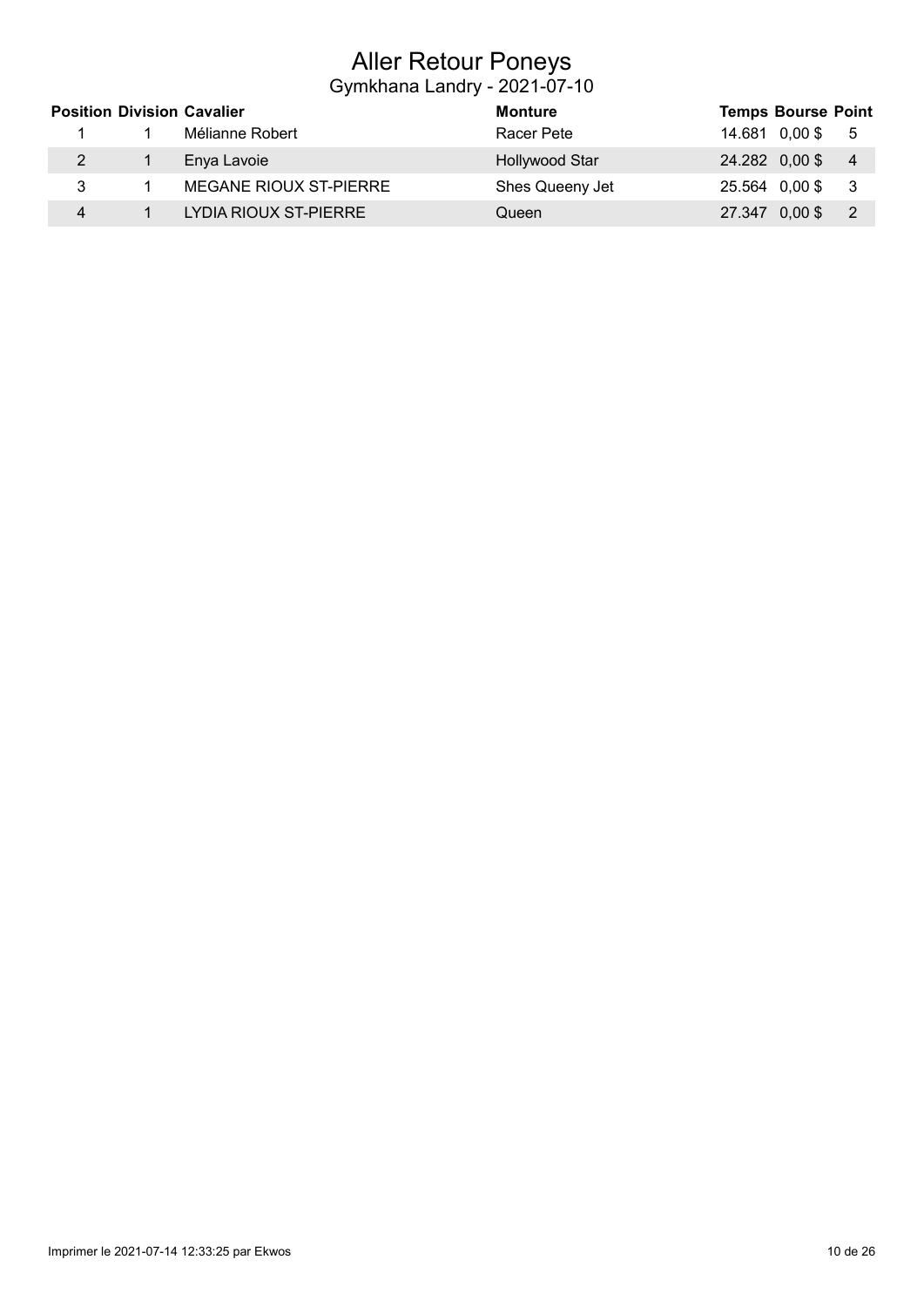# Aller Retour Poneys

## Gymkhana Landry - 2021-07-10

| Position | Division | Cavalier | Monture | Temps | Bourse | Point |
|---|---|---|---|---|---|---|
| 1 | 1 | Mélianne Robert | Racer Pete | 14.681 | 0,00 $ | 5 |
| 2 | 1 | Enya Lavoie | Hollywood Star | 24.282 | 0,00 $ | 4 |
| 3 | 1 | MEGANE RIOUX ST-PIERRE | Shes Queeny Jet | 25.564 | 0,00 $ | 3 |
| 4 | 1 | LYDIA RIOUX ST-PIERRE | Queen | 27.347 | 0,00 $ | 2 |

Imprimer le 2021-07-14 12:33:25 par Ekwos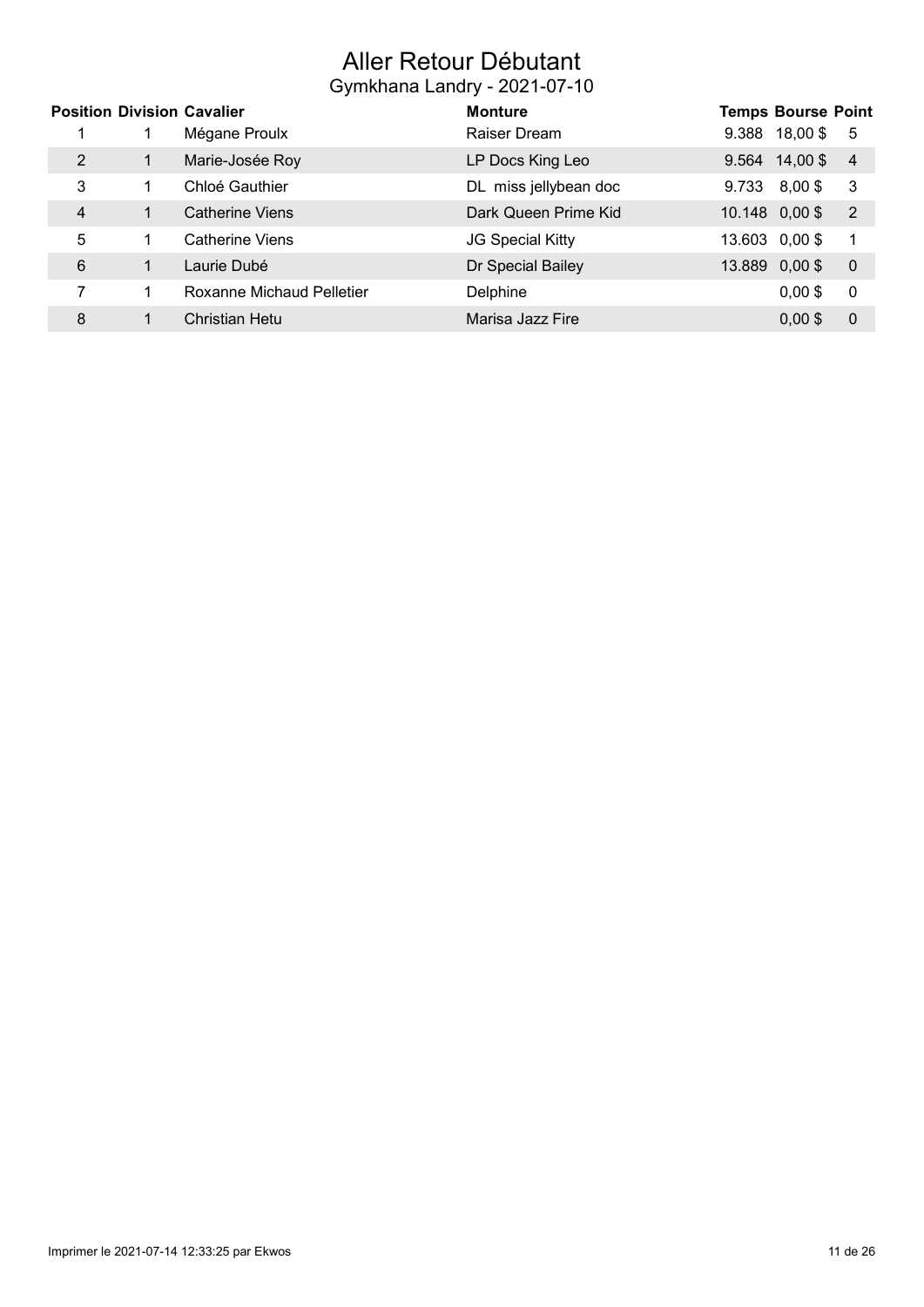# Aller Retour Débutant

## Gymkhana Landry - 2021-07-10

| Position | Division | Cavalier | Monture | Temps | Bourse | Point |
|---|---|---|---|---|---|---|
| 1 | 1 | Mégane Proulx | Raiser Dream | 9.388 | 18,00 $ | 5 |
| 2 | 1 | Marie-Josée Roy | LP Docs King Leo | 9.564 | 14,00 $ | 4 |
| 3 | 1 | Chloé Gauthier | DL miss jellybean doc | 9.733 | 8,00 $ | 3 |
| 4 | 1 | Catherine Viens | Dark Queen Prime Kid | 10.148 | 0,00 $ | 2 |
| 5 | 1 | Catherine Viens | JG Special Kitty | 13.603 | 0,00 $ | 1 |
| 6 | 1 | Laurie Dubé | Dr Special Bailey | 13.889 | 0,00 $ | 0 |
| 7 | 1 | Roxanne Michaud Pelletier | Delphine | | 0,00 $ | 0 |
| 8 | 1 | Christian Hetu | Marisa Jazz Fire | | 0,00 $ | 0 |

Imprimer le 2021-07-14 12:33:25 par Ekwos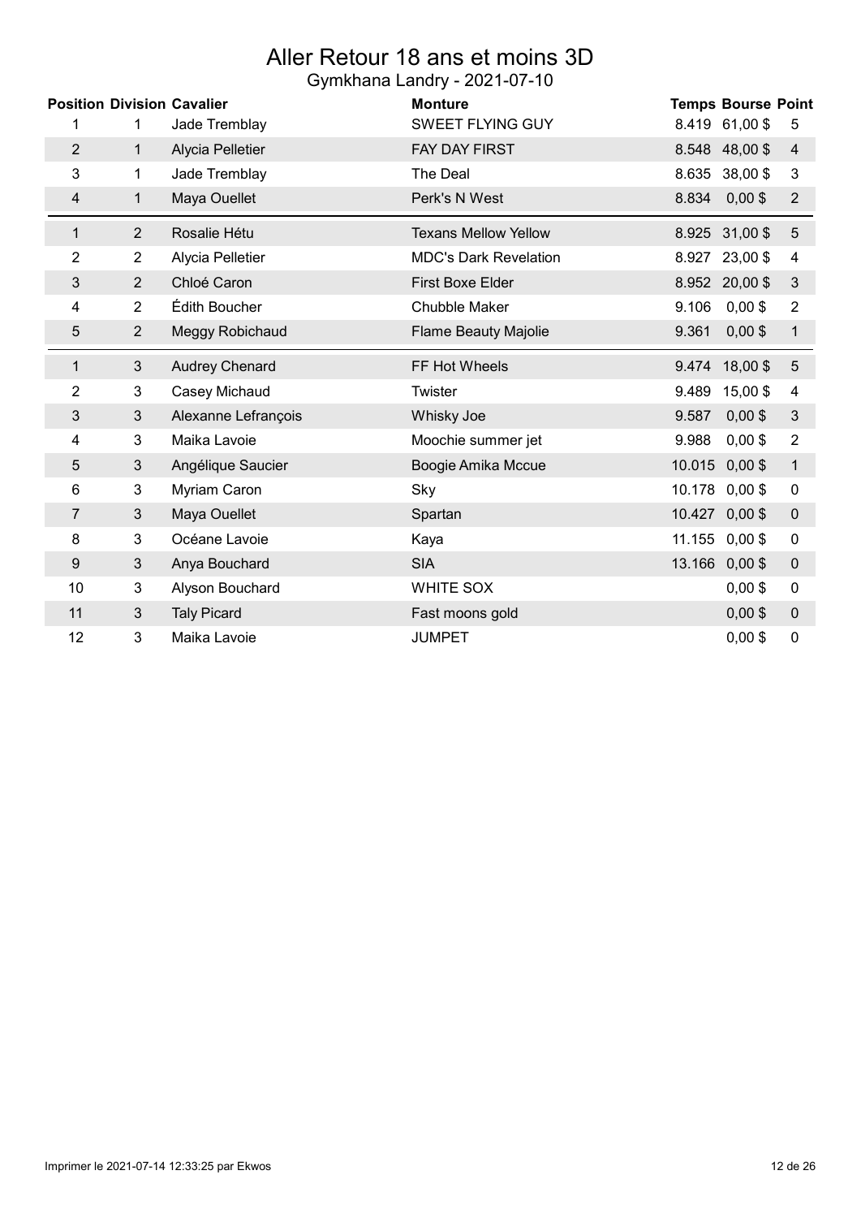# Aller Retour 18 ans et moins 3D

## Gymkhana Landry - 2021-07-10

| Position | Division | Cavalier | Monture | Temps | Bourse | Point |
|---|---|---|---|---|---|---|
| 1 | 1 | Jade Tremblay | SWEET FLYING GUY | 8.419 | 61,00 $ | 5 |
| 2 | 1 | Alycia Pelletier | FAY DAY FIRST | 8.548 | 48,00 $ | 4 |
| 3 | 1 | Jade Tremblay | The Deal | 8.635 | 38,00 $ | 3 |
| 4 | 1 | Maya Ouellet | Perk's N West | 8.834 | 0,00 $ | 2 |
| 1 | 2 | Rosalie Hétu | Texans Mellow Yellow | 8.925 | 31,00 $ | 5 |
| 2 | 2 | Alycia Pelletier | MDC's Dark Revelation | 8.927 | 23,00 $ | 4 |
| 3 | 2 | Chloé Caron | First Boxe Elder | 8.952 | 20,00 $ | 3 |
| 4 | 2 | Édith Boucher | Chubble Maker | 9.106 | 0,00 $ | 2 |
| 5 | 2 | Meggy Robichaud | Flame Beauty Majolie | 9.361 | 0,00 $ | 1 |
| 1 | 3 | Audrey Chenard | FF Hot Wheels | 9.474 | 18,00 $ | 5 |
| 2 | 3 | Casey Michaud | Twister | 9.489 | 15,00 $ | 4 |
| 3 | 3 | Alexanne Lefrançois | Whisky Joe | 9.587 | 0,00 $ | 3 |
| 4 | 3 | Maika Lavoie | Moochie summer jet | 9.988 | 0,00 $ | 2 |
| 5 | 3 | Angélique Saucier | Boogie Amika Mccue | 10.015 | 0,00 $ | 1 |
| 6 | 3 | Myriam Caron | Sky | 10.178 | 0,00 $ | 0 |
| 7 | 3 | Maya Ouellet | Spartan | 10.427 | 0,00 $ | 0 |
| 8 | 3 | Océane Lavoie | Kaya | 11.155 | 0,00 $ | 0 |
| 9 | 3 | Anya Bouchard | SIA | 13.166 | 0,00 $ | 0 |
| 10 | 3 | Alyson Bouchard | WHITE SOX | | 0,00 $ | 0 |
| 11 | 3 | Taly Picard | Fast moons gold | | 0,00 $ | 0 |
| 12 | 3 | Maika Lavoie | JUMPET | | 0,00 $ | 0 |

Imprimer le 2021-07-14 12:33:25 par Ekwos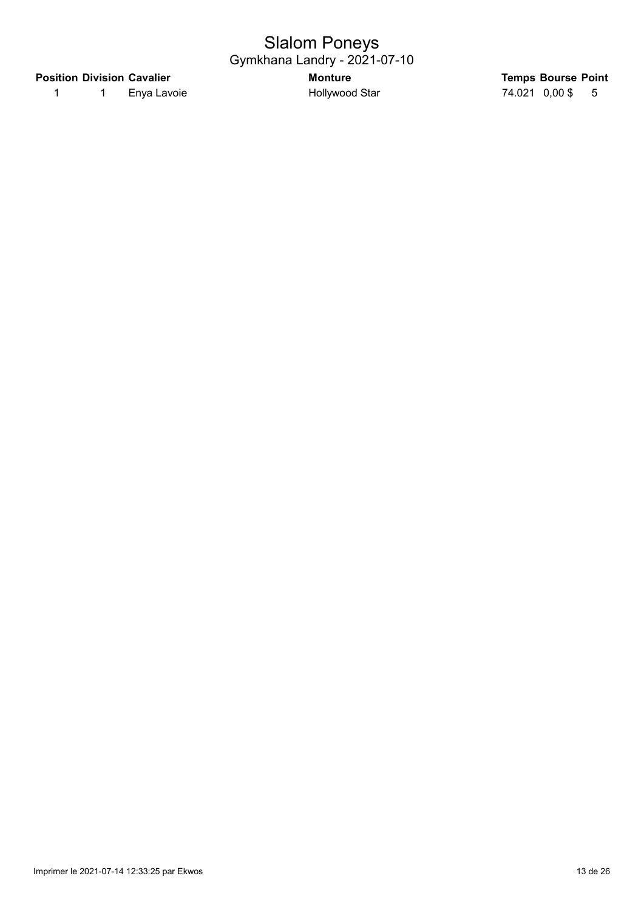# Slalom Poneys

## Gymkhana Landry - 2021-07-10

| Position | Division | Cavalier | Monture | Temps | Bourse | Point |
|---|---|---|---|---|---|---|
| 1 | 1 | Enya Lavoie | Hollywood Star | 74.021 | 0,00 $ | 5 |

Imprimer le 2021-07-14 12:33:25 par Ekwos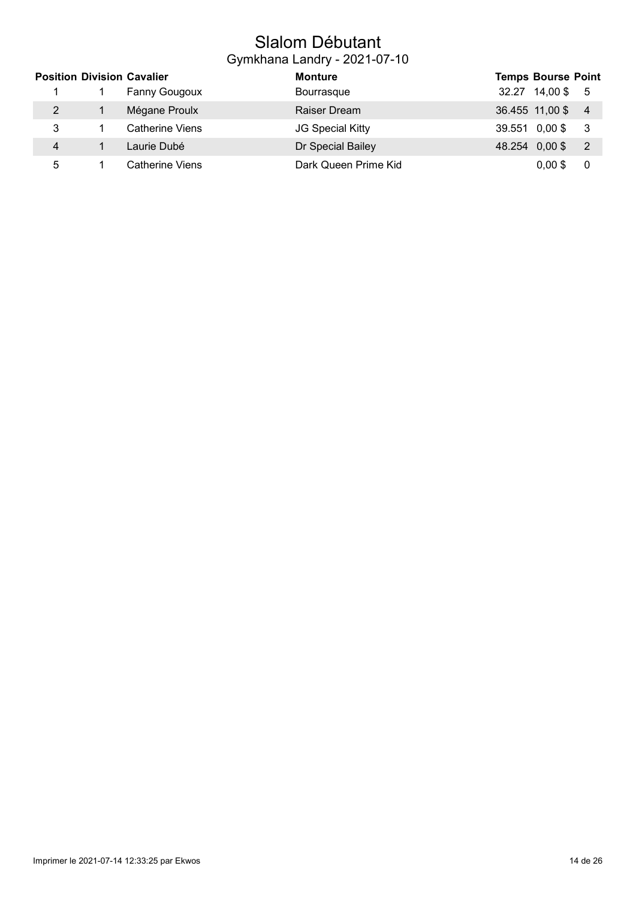# Slalom Débutant

## Gymkhana Landry - 2021-07-10

| Position | Division | Cavalier | Monture | Temps | Bourse | Point |
|---|---|---|---|---|---|---|
| 1 | 1 | Fanny Gougoux | Bourrasque | 32.27 | 14,00 $ | 5 |
| 2 | 1 | Mégane Proulx | Raiser Dream | 36.455 | 11,00 $ | 4 |
| 3 | 1 | Catherine Viens | JG Special Kitty | 39.551 | 0,00 $ | 3 |
| 4 | 1 | Laurie Dubé | Dr Special Bailey | 48.254 | 0,00 $ | 2 |
| 5 | 1 | Catherine Viens | Dark Queen Prime Kid | | 0,00 $ | 0 |

Imprimer le 2021-07-14 12:33:25 par Ekwos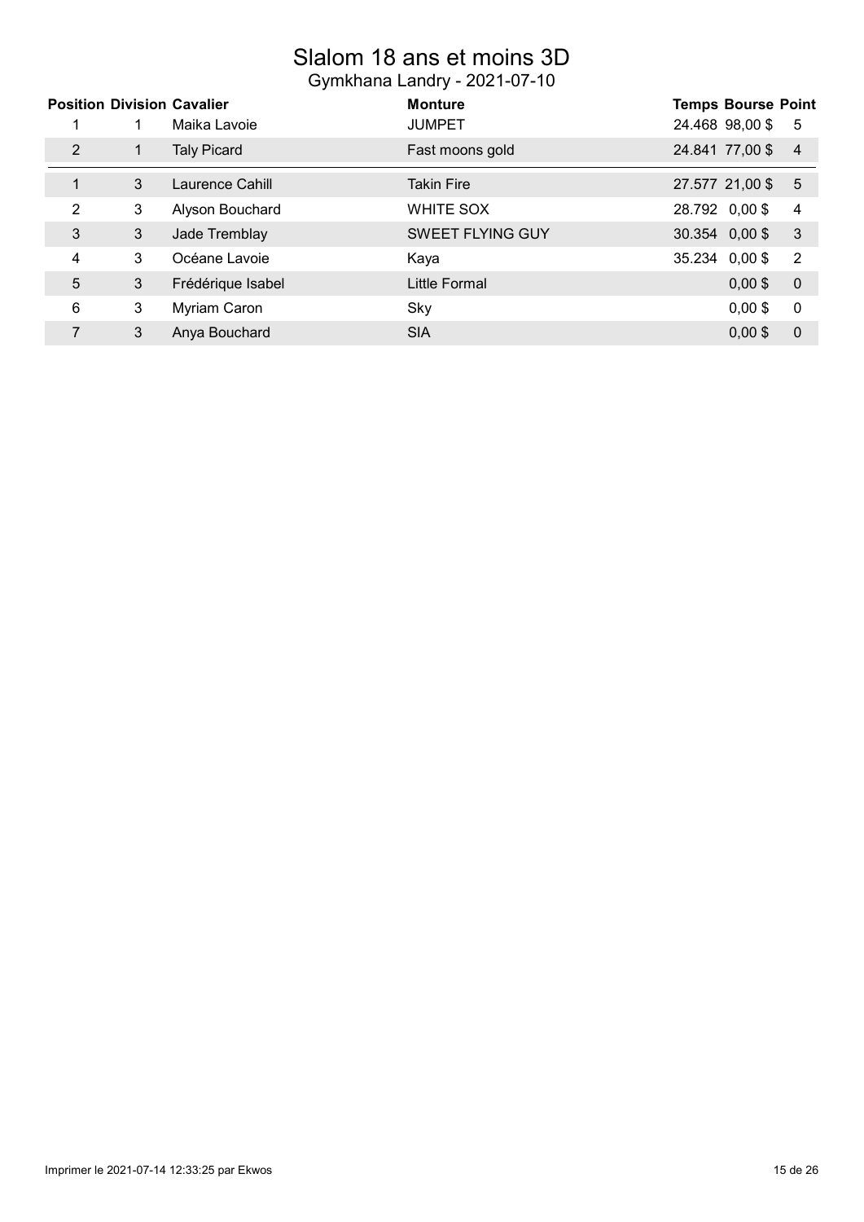# Slalom 18 ans et moins 3D

## Gymkhana Landry - 2021-07-10

| Position | Division | Cavalier | Monture | Temps | Bourse | Point |
|---|---|---|---|---|---|---|
| 1 | 1 | Maika Lavoie | JUMPET | 24.468 | 98,00 $ | 5 |
| 2 | 1 | Taly Picard | Fast moons gold | 24.841 | 77,00 $ | 4 |
| 1 | 3 | Laurence Cahill | Takin Fire | 27.577 | 21,00 $ | 5 |
| 2 | 3 | Alyson Bouchard | WHITE SOX | 28.792 | 0,00 $ | 4 |
| 3 | 3 | Jade Tremblay | SWEET FLYING GUY | 30.354 | 0,00 $ | 3 |
| 4 | 3 | Océane Lavoie | Kaya | 35.234 | 0,00 $ | 2 |
| 5 | 3 | Frédérique Isabel | Little Formal | | 0,00 $ | 0 |
| 6 | 3 | Myriam Caron | Sky | | 0,00 $ | 0 |
| 7 | 3 | Anya Bouchard | SIA | | 0,00 $ | 0 |

Imprimer le 2021-07-14 12:33:25 par Ekwos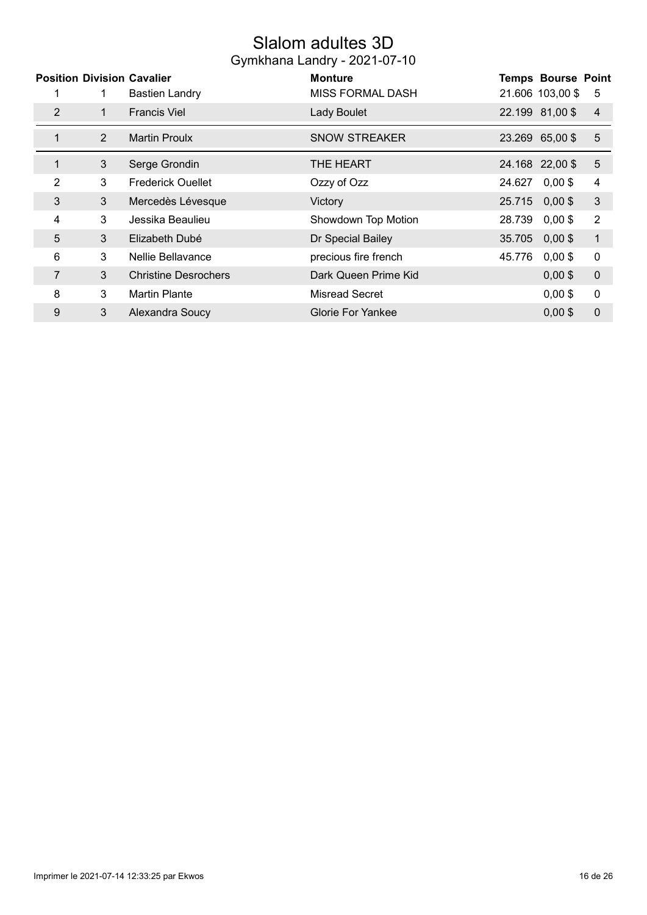# Slalom adultes 3D

## Gymkhana Landry - 2021-07-10

| Position | Division | Cavalier | Monture | Temps | Bourse | Point |
|---|---|---|---|---|---|---|
| 1 | 1 | Bastien Landry | MISS FORMAL DASH | 21.606 | 103,00 $ | 5 |
| 2 | 1 | Francis Viel | Lady Boulet | 22.199 | 81,00 $ | 4 |
| 1 | 2 | Martin Proulx | SNOW STREAKER | 23.269 | 65,00 $ | 5 |
| 1 | 3 | Serge Grondin | THE HEART | 24.168 | 22,00 $ | 5 |
| 2 | 3 | Frederick Ouellet | Ozzy of Ozz | 24.627 | 0,00 $ | 4 |
| 3 | 3 | Mercedès Lévesque | Victory | 25.715 | 0,00 $ | 3 |
| 4 | 3 | Jessika Beaulieu | Showdown Top Motion | 28.739 | 0,00 $ | 2 |
| 5 | 3 | Elizabeth Dubé | Dr Special Bailey | 35.705 | 0,00 $ | 1 |
| 6 | 3 | Nellie Bellavance | precious fire french | 45.776 | 0,00 $ | 0 |
| 7 | 3 | Christine Desrochers | Dark Queen Prime Kid | | 0,00 $ | 0 |
| 8 | 3 | Martin Plante | Misread Secret | | 0,00 $ | 0 |
| 9 | 3 | Alexandra Soucy | Glorie For Yankee | | 0,00 $ | 0 |

Imprimer le 2021-07-14 12:33:25 par Ekwos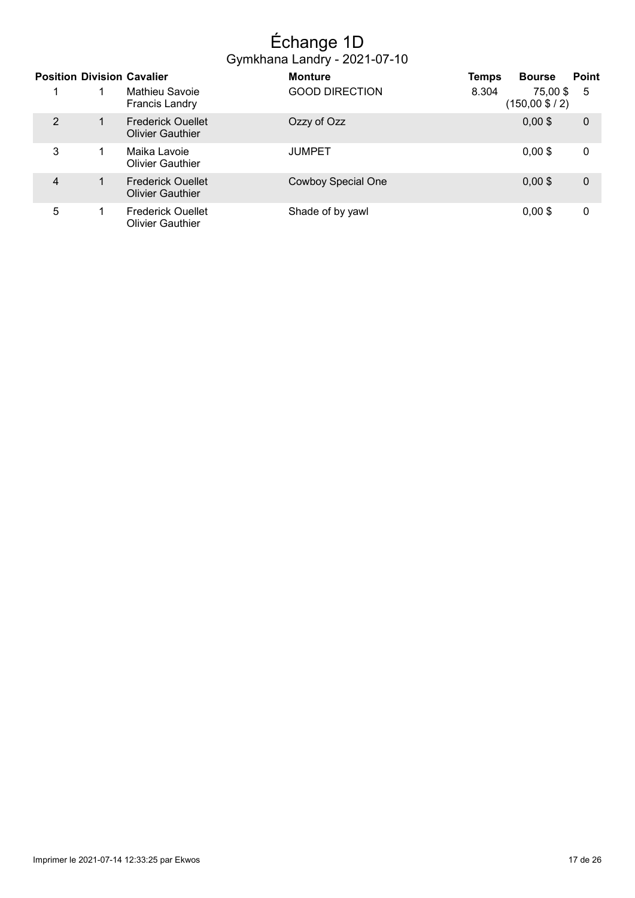# Échange 1D

## Gymkhana Landry - 2021-07-10

| Position | Division | Cavalier | Monture | Temps | Bourse | Point |
|---|---|---|---|---|---|---|
| 1 | 1 | Mathieu Savoie<br>Francis Landry | GOOD DIRECTION | 8.304 | 75,00 $<br>(150,00 $ / 2) | 5 |
| 2 | 1 | Frederick Ouellet<br>Olivier Gauthier | Ozzy of Ozz | | 0,00 $ | 0 |
| 3 | 1 | Maika Lavoie<br>Olivier Gauthier | JUMPET | | 0,00 $ | 0 |
| 4 | 1 | Frederick Ouellet<br>Olivier Gauthier | Cowboy Special One | | 0,00 $ | 0 |
| 5 | 1 | Frederick Ouellet<br>Olivier Gauthier | Shade of by yawl | | 0,00 $ | 0 |

Imprimer le 2021-07-14 12:33:25 par Ekwos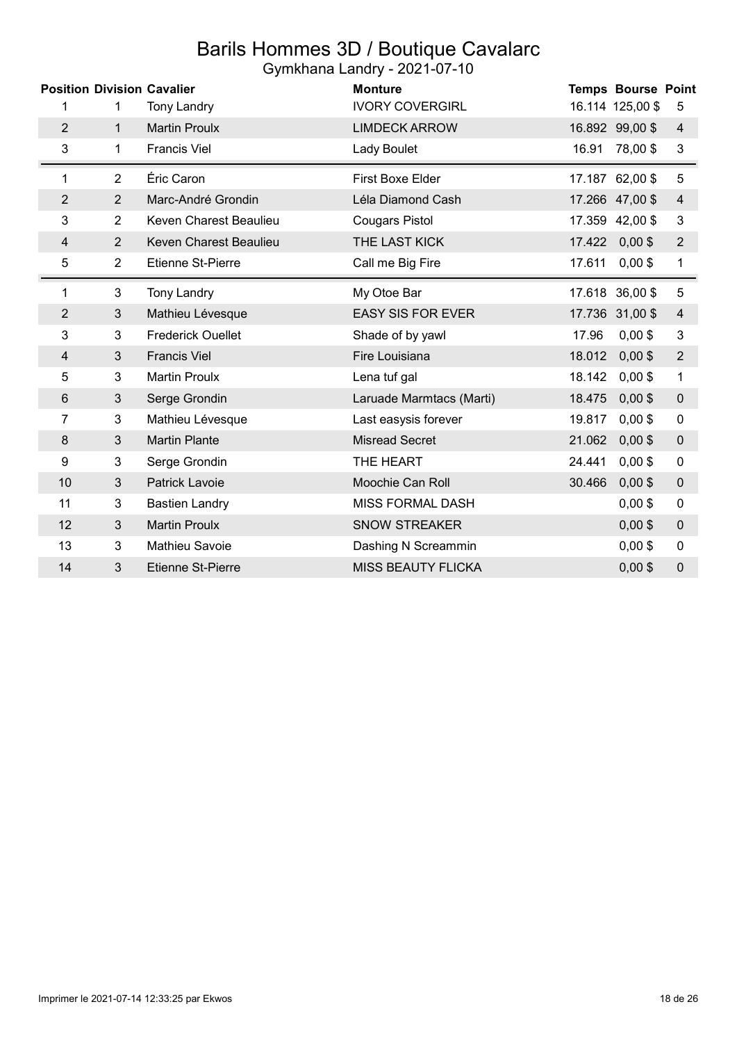# Barils Hommes 3D / Boutique Cavalarc

Gymkhana Landry - 2021-07-10

| Position | Division | Cavalier | Monture | Temps | Bourse | Point |
|---|---|---|---|---|---|---|
| 1 | 1 | Tony Landry | IVORY COVERGIRL | 16.114 | 125,00 $ | 5 |
| 2 | 1 | Martin Proulx | LIMDECK ARROW | 16.892 | 99,00 $ | 4 |
| 3 | 1 | Francis Viel | Lady Boulet | 16.91 | 78,00 $ | 3 |
| 1 | 2 | Éric Caron | First Boxe Elder | 17.187 | 62,00 $ | 5 |
| 2 | 2 | Marc-André Grondin | Léla Diamond Cash | 17.266 | 47,00 $ | 4 |
| 3 | 2 | Keven Charest Beaulieu | Cougars Pistol | 17.359 | 42,00 $ | 3 |
| 4 | 2 | Keven Charest Beaulieu | THE LAST KICK | 17.422 | 0,00 $ | 2 |
| 5 | 2 | Etienne St-Pierre | Call me Big Fire | 17.611 | 0,00 $ | 1 |
| 1 | 3 | Tony Landry | My Otoe Bar | 17.618 | 36,00 $ | 5 |
| 2 | 3 | Mathieu Lévesque | EASY SIS FOR EVER | 17.736 | 31,00 $ | 4 |
| 3 | 3 | Frederick Ouellet | Shade of by yawl | 17.96 | 0,00 $ | 3 |
| 4 | 3 | Francis Viel | Fire Louisiana | 18.012 | 0,00 $ | 2 |
| 5 | 3 | Martin Proulx | Lena tuf gal | 18.142 | 0,00 $ | 1 |
| 6 | 3 | Serge Grondin | Laruade Marmtacs (Marti) | 18.475 | 0,00 $ | 0 |
| 7 | 3 | Mathieu Lévesque | Last easysis forever | 19.817 | 0,00 $ | 0 |
| 8 | 3 | Martin Plante | Misread Secret | 21.062 | 0,00 $ | 0 |
| 9 | 3 | Serge Grondin | THE HEART | 24.441 | 0,00 $ | 0 |
| 10 | 3 | Patrick Lavoie | Moochie Can Roll | 30.466 | 0,00 $ | 0 |
| 11 | 3 | Bastien Landry | MISS FORMAL DASH | | 0,00 $ | 0 |
| 12 | 3 | Martin Proulx | SNOW STREAKER | | 0,00 $ | 0 |
| 13 | 3 | Mathieu Savoie | Dashing N Screammin | | 0,00 $ | 0 |
| 14 | 3 | Etienne St-Pierre | MISS BEAUTY FLICKA | | 0,00 $ | 0 |

Imprimer le 2021-07-14 12:33:25 par Ekwos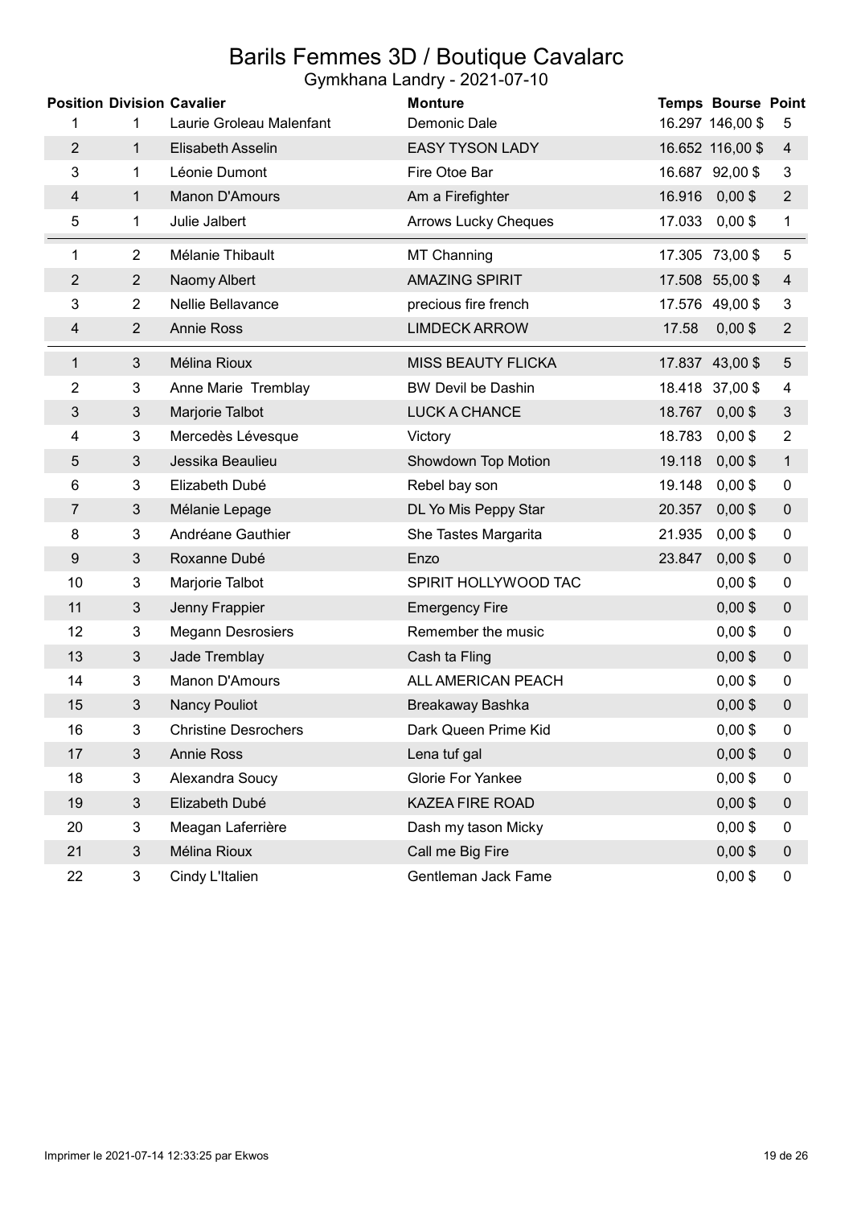# Barils Femmes 3D / Boutique Cavalarc

Gymkhana Landry - 2021-07-10

| Position | Division | Cavalier | Monture | Temps | Bourse | Point |
|---|---|---|---|---|---|---|
| 1 | 1 | Laurie Groleau Malenfant | Demonic Dale | 16.297 | 146,00 $ | 5 |
| 2 | 1 | Elisabeth Asselin | EASY TYSON LADY | 16.652 | 116,00 $ | 4 |
| 3 | 1 | Léonie Dumont | Fire Otoe Bar | 16.687 | 92,00 $ | 3 |
| 4 | 1 | Manon D'Amours | Am a Firefighter | 16.916 | 0,00 $ | 2 |
| 5 | 1 | Julie Jalbert | Arrows Lucky Cheques | 17.033 | 0,00 $ | 1 |
| 1 | 2 | Mélanie Thibault | MT Channing | 17.305 | 73,00 $ | 5 |
| 2 | 2 | Naomy Albert | AMAZING SPIRIT | 17.508 | 55,00 $ | 4 |
| 3 | 2 | Nellie Bellavance | precious fire french | 17.576 | 49,00 $ | 3 |
| 4 | 2 | Annie Ross | LIMDECK ARROW | 17.58 | 0,00 $ | 2 |
| 1 | 3 | Mélina Rioux | MISS BEAUTY FLICKA | 17.837 | 43,00 $ | 5 |
| 2 | 3 | Anne Marie Tremblay | BW Devil be Dashin | 18.418 | 37,00 $ | 4 |
| 3 | 3 | Marjorie Talbot | LUCK A CHANCE | 18.767 | 0,00 $ | 3 |
| 4 | 3 | Mercedès Lévesque | Victory | 18.783 | 0,00 $ | 2 |
| 5 | 3 | Jessika Beaulieu | Showdown Top Motion | 19.118 | 0,00 $ | 1 |
| 6 | 3 | Elizabeth Dubé | Rebel bay son | 19.148 | 0,00 $ | 0 |
| 7 | 3 | Mélanie Lepage | DL Yo Mis Peppy Star | 20.357 | 0,00 $ | 0 |
| 8 | 3 | Andréane Gauthier | She Tastes Margarita | 21.935 | 0,00 $ | 0 |
| 9 | 3 | Roxanne Dubé | Enzo | 23.847 | 0,00 $ | 0 |
| 10 | 3 | Marjorie Talbot | SPIRIT HOLLYWOOD TAC | | 0,00 $ | 0 |
| 11 | 3 | Jenny Frappier | Emergency Fire | | 0,00 $ | 0 |
| 12 | 3 | Megann Desrosiers | Remember the music | | 0,00 $ | 0 |
| 13 | 3 | Jade Tremblay | Cash ta Fling | | 0,00 $ | 0 |
| 14 | 3 | Manon D'Amours | ALL AMERICAN PEACH | | 0,00 $ | 0 |
| 15 | 3 | Nancy Pouliot | Breakaway Bashka | | 0,00 $ | 0 |
| 16 | 3 | Christine Desrochers | Dark Queen Prime Kid | | 0,00 $ | 0 |
| 17 | 3 | Annie Ross | Lena tuf gal | | 0,00 $ | 0 |
| 18 | 3 | Alexandra Soucy | Glorie For Yankee | | 0,00 $ | 0 |
| 19 | 3 | Elizabeth Dubé | KAZEA FIRE ROAD | | 0,00 $ | 0 |
| 20 | 3 | Meagan Laferrière | Dash my tason Micky | | 0,00 $ | 0 |
| 21 | 3 | Mélina Rioux | Call me Big Fire | | 0,00 $ | 0 |
| 22 | 3 | Cindy L'Italien | Gentleman Jack Fame | | 0,00 $ | 0 |

Imprimer le 2021-07-14 12:33:25 par Ekwos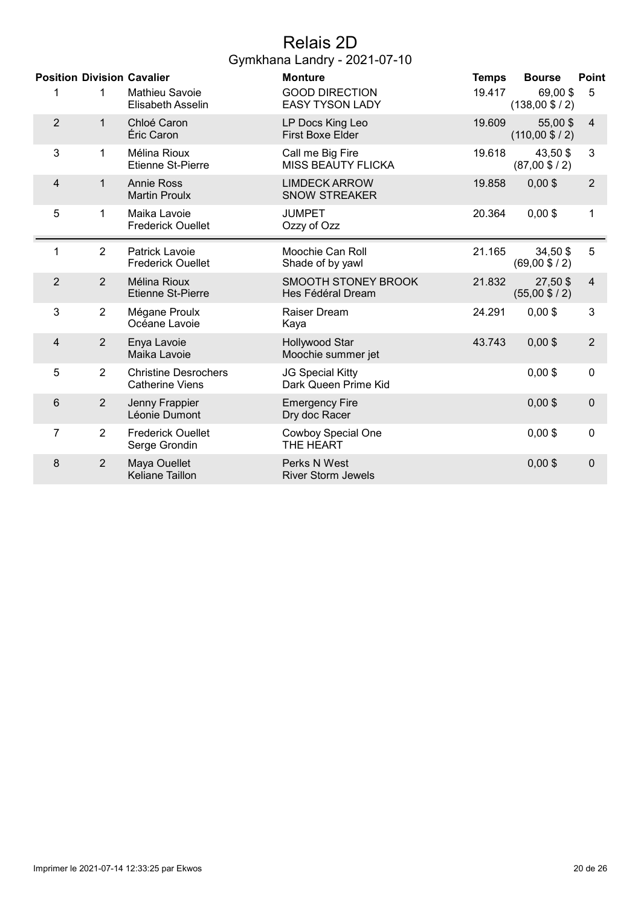# Relais 2D

## Gymkhana Landry - 2021-07-10

| Position | Division | Cavalier | Monture | Temps | Bourse | Point |
|---|---|---|---|---|---|---|
| 1 | 1 | Mathieu Savoie<br>Elisabeth Asselin | GOOD DIRECTION<br>EASY TYSON LADY | 19.417 | 69,00 $<br>(138,00 $ / 2) | 5 |
| 2 | 1 | Chloé Caron<br>Éric Caron | LP Docs King Leo<br>First Boxe Elder | 19.609 | 55,00 $<br>(110,00 $ / 2) | 4 |
| 3 | 1 | Mélina Rioux<br>Etienne St-Pierre | Call me Big Fire<br>MISS BEAUTY FLICKA | 19.618 | 43,50 $<br>(87,00 $ / 2) | 3 |
| 4 | 1 | Annie Ross<br>Martin Proulx | LIMDECK ARROW<br>SNOW STREAKER | 19.858 | 0,00 $ | 2 |
| 5 | 1 | Maika Lavoie<br>Frederick Ouellet | JUMPET<br>Ozzy of Ozz | 20.364 | 0,00 $ | 1 |
| 1 | 2 | Patrick Lavoie<br>Frederick Ouellet | Moochie Can Roll<br>Shade of by yawl | 21.165 | 34,50 $<br>(69,00 $ / 2) | 5 |
| 2 | 2 | Mélina Rioux<br>Etienne St-Pierre | SMOOTH STONEY BROOK<br>Hes Fédéral Dream | 21.832 | 27,50 $<br>(55,00 $ / 2) | 4 |
| 3 | 2 | Mégane Proulx<br>Océane Lavoie | Raiser Dream<br>Kaya | 24.291 | 0,00 $ | 3 |
| 4 | 2 | Enya Lavoie<br>Maika Lavoie | Hollywood Star<br>Moochie summer jet | 43.743 | 0,00 $ | 2 |
| 5 | 2 | Christine Desrochers<br>Catherine Viens | JG Special Kitty<br>Dark Queen Prime Kid | | 0,00 $ | 0 |
| 6 | 2 | Jenny Frappier<br>Léonie Dumont | Emergency Fire<br>Dry doc Racer | | 0,00 $ | 0 |
| 7 | 2 | Frederick Ouellet<br>Serge Grondin | Cowboy Special One<br>THE HEART | | 0,00 $ | 0 |
| 8 | 2 | Maya Ouellet<br>Keliane Taillon | Perks N West<br>River Storm Jewels | | 0,00 $ | 0 |

Imprimer le 2021-07-14 12:33:25 par Ekwos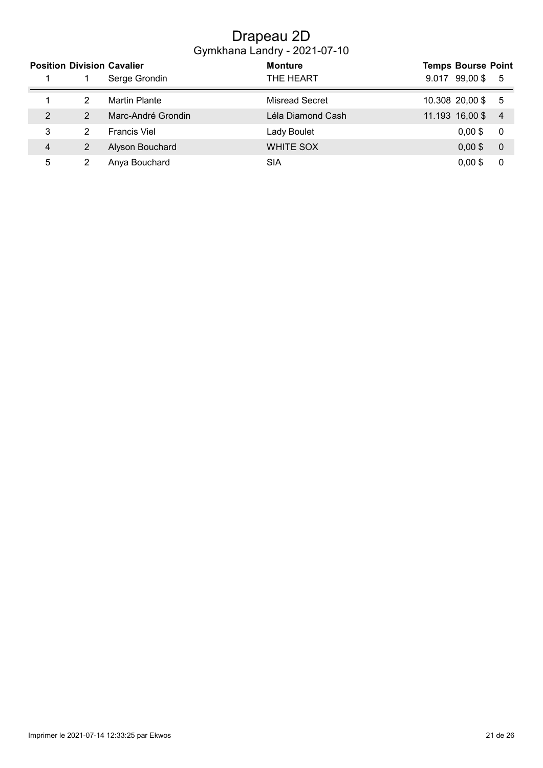# Drapeau 2D

## Gymkhana Landry - 2021-07-10

| Position | Division | Cavalier | Monture | Temps | Bourse | Point |
|---|---|---|---|---|---|---|
| 1 | 1 | Serge Grondin | THE HEART | 9.017 | 99,00 $ | 5 |
| 1 | 2 | Martin Plante | Misread Secret | 10.308 | 20,00 $ | 5 |
| 2 | 2 | Marc-André Grondin | Léla Diamond Cash | 11.193 | 16,00 $ | 4 |
| 3 | 2 | Francis Viel | Lady Boulet | | 0,00 $ | 0 |
| 4 | 2 | Alyson Bouchard | WHITE SOX | | 0,00 $ | 0 |
| 5 | 2 | Anya Bouchard | SIA | | 0,00 $ | 0 |

Imprimer le 2021-07-14 12:33:25 par Ekwos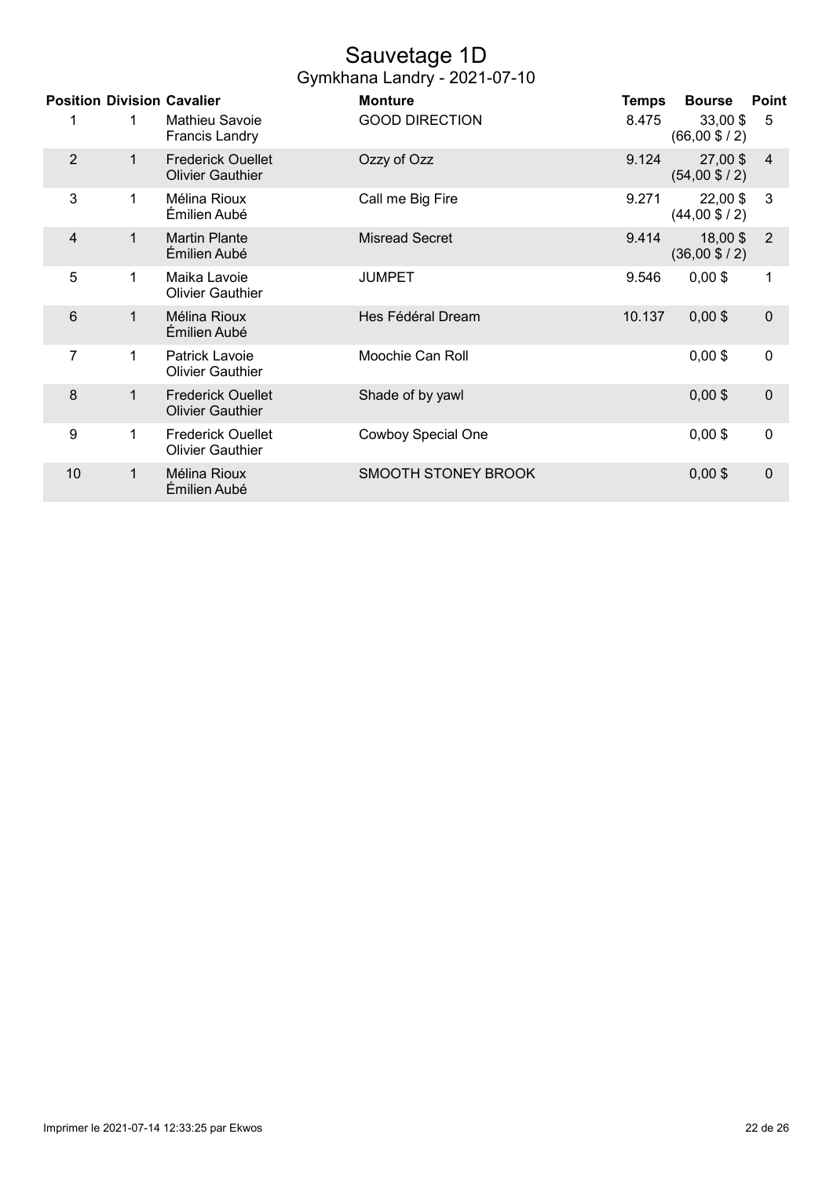# Sauvetage 1D

## Gymkhana Landry - 2021-07-10

| Position | Division | Cavalier | Monture | Temps | Bourse | Point |
|---|---|---|---|---|---|---|
| 1 | 1 | Mathieu Savoie<br>Francis Landry | GOOD DIRECTION | 8.475 | 33,00 $<br>(66,00 $ / 2) | 5 |
| 2 | 1 | Frederick Ouellet<br>Olivier Gauthier | Ozzy of Ozz | 9.124 | 27,00 $<br>(54,00 $ / 2) | 4 |
| 3 | 1 | Mélina Rioux<br>Émilien Aubé | Call me Big Fire | 9.271 | 22,00 $<br>(44,00 $ / 2) | 3 |
| 4 | 1 | Martin Plante<br>Émilien Aubé | Misread Secret | 9.414 | 18,00 $<br>(36,00 $ / 2) | 2 |
| 5 | 1 | Maika Lavoie<br>Olivier Gauthier | JUMPET | 9.546 | 0,00 $ | 1 |
| 6 | 1 | Mélina Rioux<br>Émilien Aubé | Hes Fédéral Dream | 10.137 | 0,00 $ | 0 |
| 7 | 1 | Patrick Lavoie<br>Olivier Gauthier | Moochie Can Roll | | 0,00 $ | 0 |
| 8 | 1 | Frederick Ouellet<br>Olivier Gauthier | Shade of by yawl | | 0,00 $ | 0 |
| 9 | 1 | Frederick Ouellet<br>Olivier Gauthier | Cowboy Special One | | 0,00 $ | 0 |
| 10 | 1 | Mélina Rioux<br>Émilien Aubé | SMOOTH STONEY BROOK | | 0,00 $ | 0 |

Imprimer le 2021-07-14 12:33:25 par Ekwos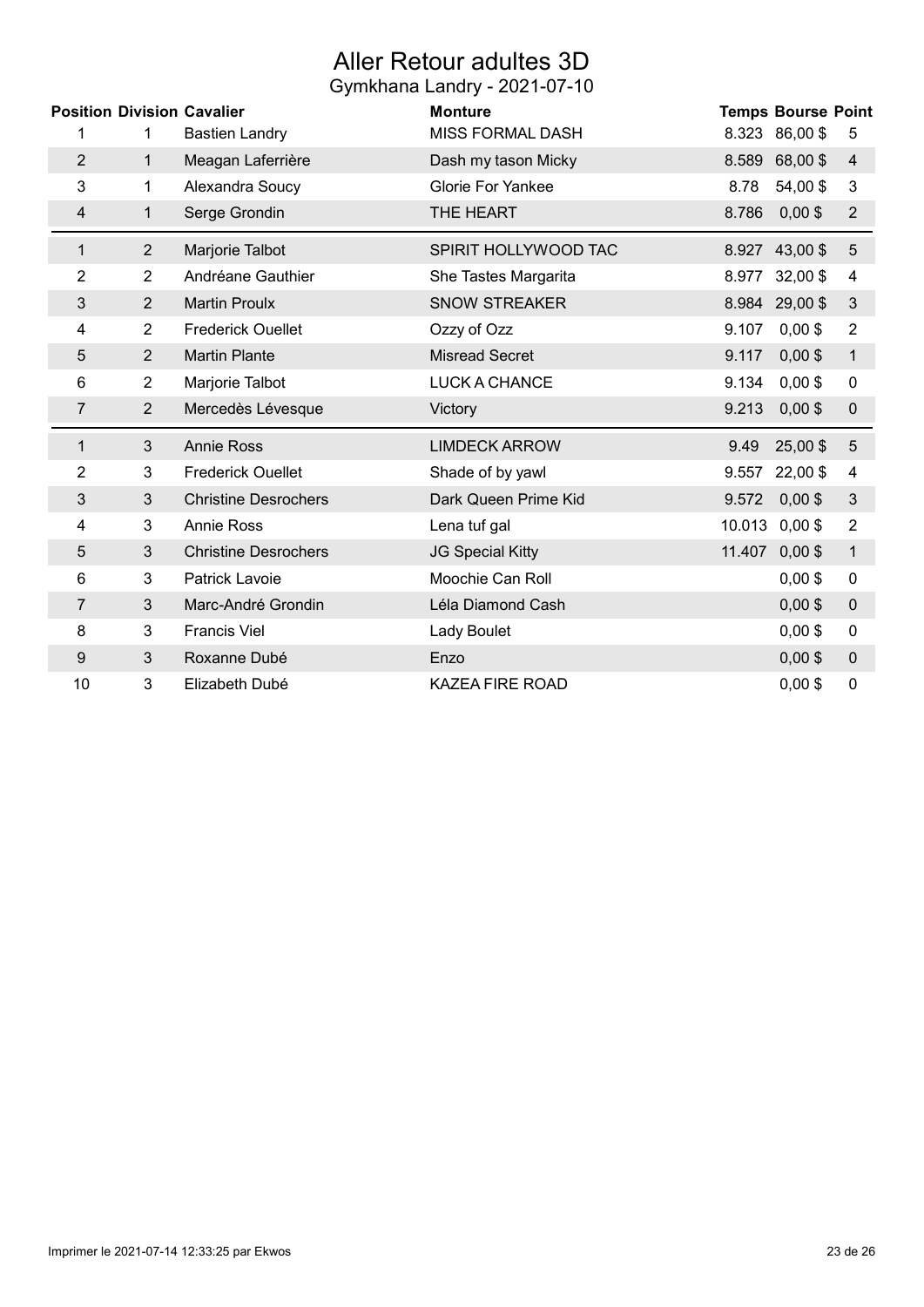# Aller Retour adultes 3D

## Gymkhana Landry - 2021-07-10

| Position | Division | Cavalier | Monture | Temps | Bourse | Point |
|---|---|---|---|---|---|---|
| 1 | 1 | Bastien Landry | MISS FORMAL DASH | 8.323 | 86,00 $ | 5 |
| 2 | 1 | Meagan Laferrière | Dash my tason Micky | 8.589 | 68,00 $ | 4 |
| 3 | 1 | Alexandra Soucy | Glorie For Yankee | 8.78 | 54,00 $ | 3 |
| 4 | 1 | Serge Grondin | THE HEART | 8.786 | 0,00 $ | 2 |
| 1 | 2 | Marjorie Talbot | SPIRIT HOLLYWOOD TAC | 8.927 | 43,00 $ | 5 |
| 2 | 2 | Andréane Gauthier | She Tastes Margarita | 8.977 | 32,00 $ | 4 |
| 3 | 2 | Martin Proulx | SNOW STREAKER | 8.984 | 29,00 $ | 3 |
| 4 | 2 | Frederick Ouellet | Ozzy of Ozz | 9.107 | 0,00 $ | 2 |
| 5 | 2 | Martin Plante | Misread Secret | 9.117 | 0,00 $ | 1 |
| 6 | 2 | Marjorie Talbot | LUCK A CHANCE | 9.134 | 0,00 $ | 0 |
| 7 | 2 | Mercedès Lévesque | Victory | 9.213 | 0,00 $ | 0 |
| 1 | 3 | Annie Ross | LIMDECK ARROW | 9.49 | 25,00 $ | 5 |
| 2 | 3 | Frederick Ouellet | Shade of by yawl | 9.557 | 22,00 $ | 4 |
| 3 | 3 | Christine Desrochers | Dark Queen Prime Kid | 9.572 | 0,00 $ | 3 |
| 4 | 3 | Annie Ross | Lena tuf gal | 10.013 | 0,00 $ | 2 |
| 5 | 3 | Christine Desrochers | JG Special Kitty | 11.407 | 0,00 $ | 1 |
| 6 | 3 | Patrick Lavoie | Moochie Can Roll | | 0,00 $ | 0 |
| 7 | 3 | Marc-André Grondin | Léla Diamond Cash | | 0,00 $ | 0 |
| 8 | 3 | Francis Viel | Lady Boulet | | 0,00 $ | 0 |
| 9 | 3 | Roxanne Dubé | Enzo | | 0,00 $ | 0 |
| 10 | 3 | Elizabeth Dubé | KAZEA FIRE ROAD | | 0,00 $ | 0 |

Imprimer le 2021-07-14 12:33:25 par Ekwos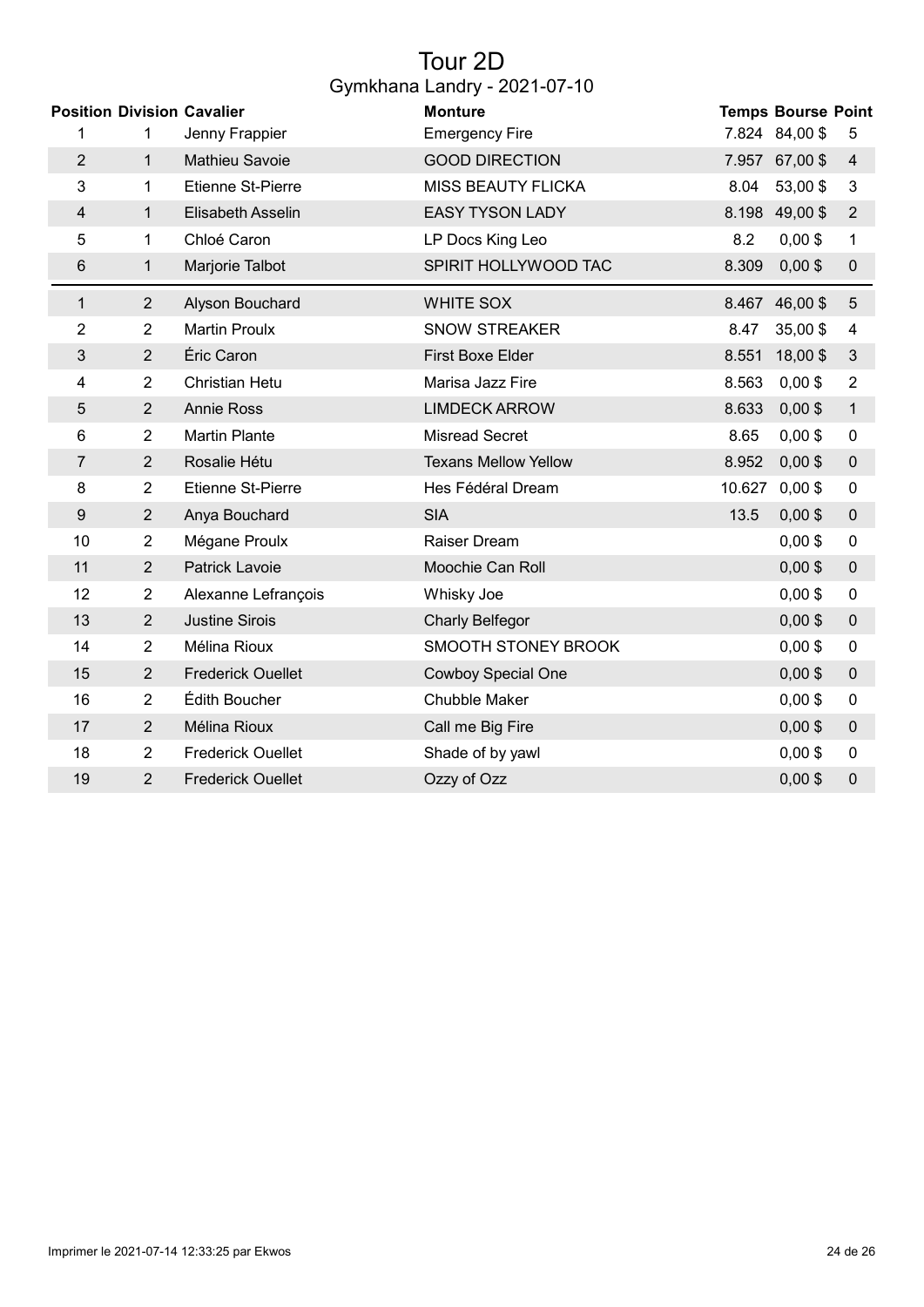# Tour 2D

## Gymkhana Landry - 2021-07-10

| Position | Division | Cavalier | Monture | Temps | Bourse | Point |
|---|---|---|---|---|---|---|
| 1 | 1 | Jenny Frappier | Emergency Fire | 7.824 | 84,00 $ | 5 |
| 2 | 1 | Mathieu Savoie | GOOD DIRECTION | 7.957 | 67,00 $ | 4 |
| 3 | 1 | Etienne St-Pierre | MISS BEAUTY FLICKA | 8.04 | 53,00 $ | 3 |
| 4 | 1 | Elisabeth Asselin | EASY TYSON LADY | 8.198 | 49,00 $ | 2 |
| 5 | 1 | Chloé Caron | LP Docs King Leo | 8.2 | 0,00 $ | 1 |
| 6 | 1 | Marjorie Talbot | SPIRIT HOLLYWOOD TAC | 8.309 | 0,00 $ | 0 |
| 1 | 2 | Alyson Bouchard | WHITE SOX | 8.467 | 46,00 $ | 5 |
| 2 | 2 | Martin Proulx | SNOW STREAKER | 8.47 | 35,00 $ | 4 |
| 3 | 2 | Éric Caron | First Boxe Elder | 8.551 | 18,00 $ | 3 |
| 4 | 2 | Christian Hetu | Marisa Jazz Fire | 8.563 | 0,00 $ | 2 |
| 5 | 2 | Annie Ross | LIMDECK ARROW | 8.633 | 0,00 $ | 1 |
| 6 | 2 | Martin Plante | Misread Secret | 8.65 | 0,00 $ | 0 |
| 7 | 2 | Rosalie Hétu | Texans Mellow Yellow | 8.952 | 0,00 $ | 0 |
| 8 | 2 | Etienne St-Pierre | Hes Fédéral Dream | 10.627 | 0,00 $ | 0 |
| 9 | 2 | Anya Bouchard | SIA | 13.5 | 0,00 $ | 0 |
| 10 | 2 | Mégane Proulx | Raiser Dream | | 0,00 $ | 0 |
| 11 | 2 | Patrick Lavoie | Moochie Can Roll | | 0,00 $ | 0 |
| 12 | 2 | Alexanne Lefrançois | Whisky Joe | | 0,00 $ | 0 |
| 13 | 2 | Justine Sirois | Charly Belfegor | | 0,00 $ | 0 |
| 14 | 2 | Mélina Rioux | SMOOTH STONEY BROOK | | 0,00 $ | 0 |
| 15 | 2 | Frederick Ouellet | Cowboy Special One | | 0,00 $ | 0 |
| 16 | 2 | Édith Boucher | Chubble Maker | | 0,00 $ | 0 |
| 17 | 2 | Mélina Rioux | Call me Big Fire | | 0,00 $ | 0 |
| 18 | 2 | Frederick Ouellet | Shade of by yawl | | 0,00 $ | 0 |
| 19 | 2 | Frederick Ouellet | Ozzy of Ozz | | 0,00 $ | 0 |

Imprimer le 2021-07-14 12:33:25 par Ekwos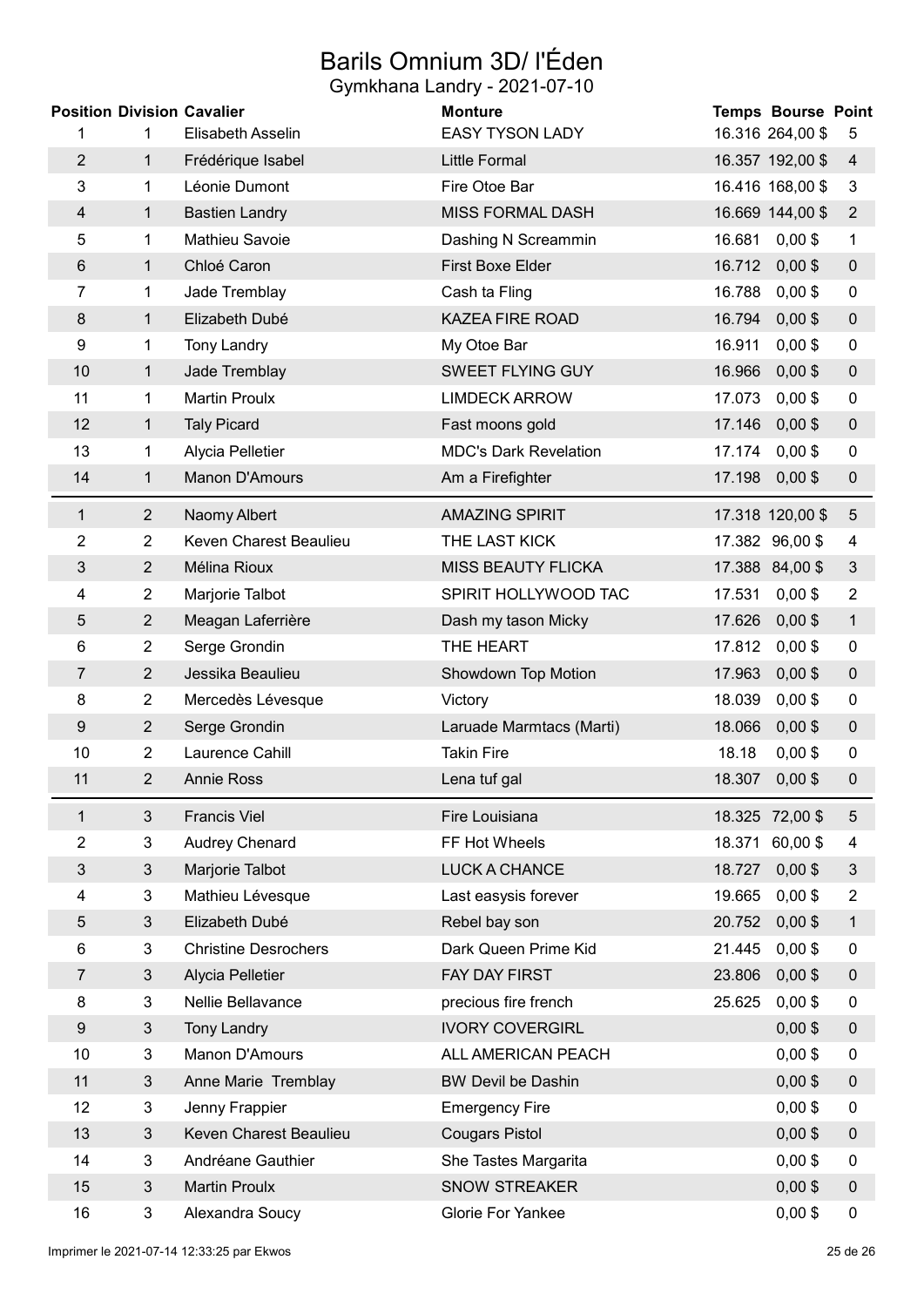# Barils Omnium 3D/ l'Éden

## Gymkhana Landry - 2021-07-10

| Position | Division | Cavalier | Monture | Temps | Bourse | Point |
|---|---|---|---|---|---|---|
| 1 | 1 | Elisabeth Asselin | EASY TYSON LADY | 16.316 | 264,00 $ | 5 |
| 2 | 1 | Frédérique Isabel | Little Formal | 16.357 | 192,00 $ | 4 |
| 3 | 1 | Léonie Dumont | Fire Otoe Bar | 16.416 | 168,00 $ | 3 |
| 4 | 1 | Bastien Landry | MISS FORMAL DASH | 16.669 | 144,00 $ | 2 |
| 5 | 1 | Mathieu Savoie | Dashing N Screammin | 16.681 | 0,00 $ | 1 |
| 6 | 1 | Chloé Caron | First Boxe Elder | 16.712 | 0,00 $ | 0 |
| 7 | 1 | Jade Tremblay | Cash ta Fling | 16.788 | 0,00 $ | 0 |
| 8 | 1 | Elizabeth Dubé | KAZEA FIRE ROAD | 16.794 | 0,00 $ | 0 |
| 9 | 1 | Tony Landry | My Otoe Bar | 16.911 | 0,00 $ | 0 |
| 10 | 1 | Jade Tremblay | SWEET FLYING GUY | 16.966 | 0,00 $ | 0 |
| 11 | 1 | Martin Proulx | LIMDECK ARROW | 17.073 | 0,00 $ | 0 |
| 12 | 1 | Taly Picard | Fast moons gold | 17.146 | 0,00 $ | 0 |
| 13 | 1 | Alycia Pelletier | MDC's Dark Revelation | 17.174 | 0,00 $ | 0 |
| 14 | 1 | Manon D'Amours | Am a Firefighter | 17.198 | 0,00 $ | 0 |
| 1 | 2 | Naomy Albert | AMAZING SPIRIT | 17.318 | 120,00 $ | 5 |
| 2 | 2 | Keven Charest Beaulieu | THE LAST KICK | 17.382 | 96,00 $ | 4 |
| 3 | 2 | Mélina Rioux | MISS BEAUTY FLICKA | 17.388 | 84,00 $ | 3 |
| 4 | 2 | Marjorie Talbot | SPIRIT HOLLYWOOD TAC | 17.531 | 0,00 $ | 2 |
| 5 | 2 | Meagan Laferrière | Dash my tason Micky | 17.626 | 0,00 $ | 1 |
| 6 | 2 | Serge Grondin | THE HEART | 17.812 | 0,00 $ | 0 |
| 7 | 2 | Jessika Beaulieu | Showdown Top Motion | 17.963 | 0,00 $ | 0 |
| 8 | 2 | Mercedès Lévesque | Victory | 18.039 | 0,00 $ | 0 |
| 9 | 2 | Serge Grondin | Laruade Marmtacs (Marti) | 18.066 | 0,00 $ | 0 |
| 10 | 2 | Laurence Cahill | Takin Fire | 18.18 | 0,00 $ | 0 |
| 11 | 2 | Annie Ross | Lena tuf gal | 18.307 | 0,00 $ | 0 |
| 1 | 3 | Francis Viel | Fire Louisiana | 18.325 | 72,00 $ | 5 |
| 2 | 3 | Audrey Chenard | FF Hot Wheels | 18.371 | 60,00 $ | 4 |
| 3 | 3 | Marjorie Talbot | LUCK A CHANCE | 18.727 | 0,00 $ | 3 |
| 4 | 3 | Mathieu Lévesque | Last easysis forever | 19.665 | 0,00 $ | 2 |
| 5 | 3 | Elizabeth Dubé | Rebel bay son | 20.752 | 0,00 $ | 1 |
| 6 | 3 | Christine Desrochers | Dark Queen Prime Kid | 21.445 | 0,00 $ | 0 |
| 7 | 3 | Alycia Pelletier | FAY DAY FIRST | 23.806 | 0,00 $ | 0 |
| 8 | 3 | Nellie Bellavance | precious fire french | 25.625 | 0,00 $ | 0 |
| 9 | 3 | Tony Landry | IVORY COVERGIRL | | 0,00 $ | 0 |
| 10 | 3 | Manon D'Amours | ALL AMERICAN PEACH | | 0,00 $ | 0 |
| 11 | 3 | Anne Marie Tremblay | BW Devil be Dashin | | 0,00 $ | 0 |
| 12 | 3 | Jenny Frappier | Emergency Fire | | 0,00 $ | 0 |
| 13 | 3 | Keven Charest Beaulieu | Cougars Pistol | | 0,00 $ | 0 |
| 14 | 3 | Andréane Gauthier | She Tastes Margarita | | 0,00 $ | 0 |
| 15 | 3 | Martin Proulx | SNOW STREAKER | | 0,00 $ | 0 |
| 16 | 3 | Alexandra Soucy | Glorie For Yankee | | 0,00 $ | 0 |

Imprimer le 2021-07-14 12:33:25 par Ekwos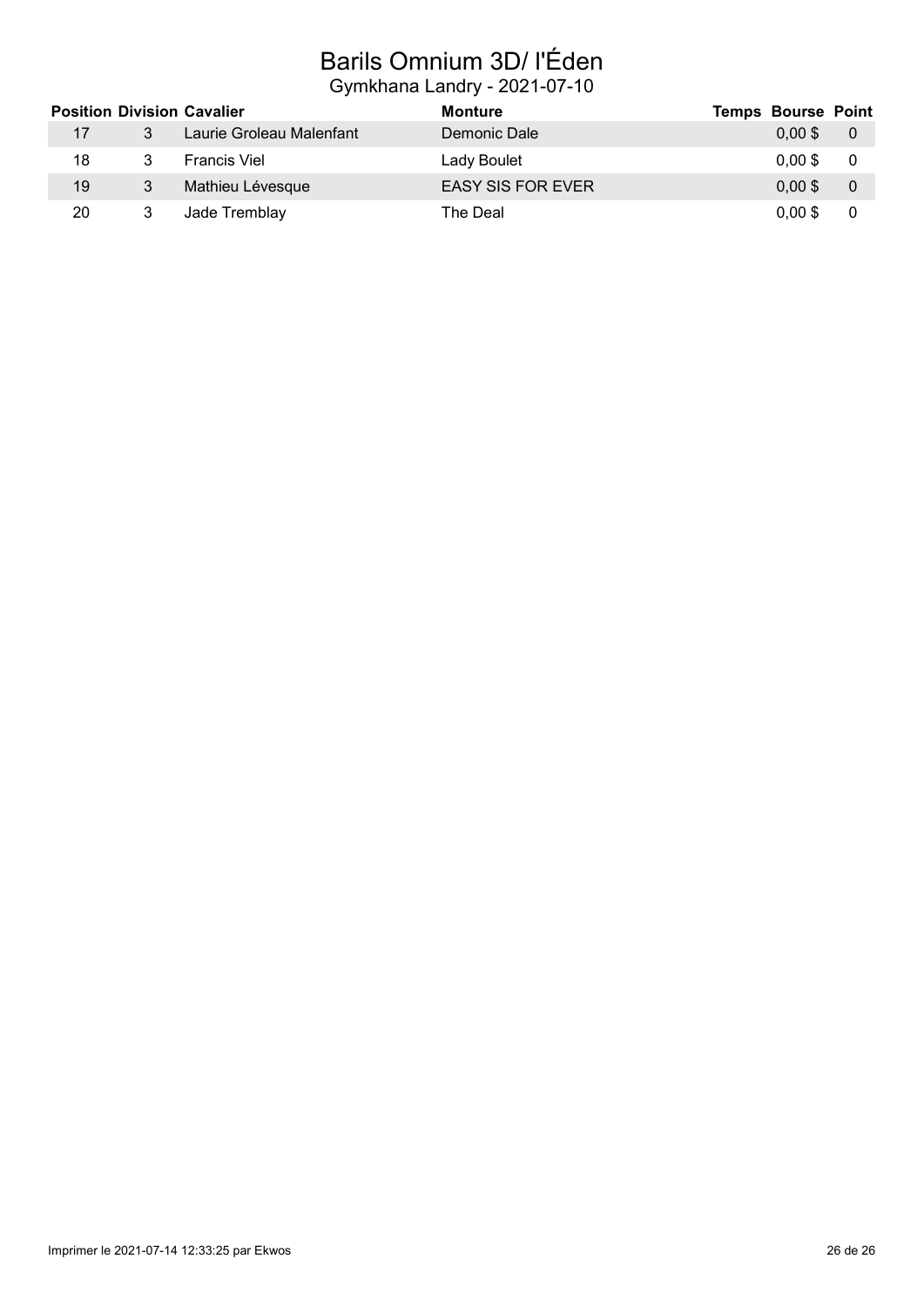# Barils Omnium 3D/ l'Éden

## Gymkhana Landry - 2021-07-10

| Position | Division | Cavalier | Monture | Temps | Bourse | Point |
|---|---|---|---|---|---|---|
| 17 | 3 | Laurie Groleau Malenfant | Demonic Dale | | 0,00 $ | 0 |
| 18 | 3 | Francis Viel | Lady Boulet | | 0,00 $ | 0 |
| 19 | 3 | Mathieu Lévesque | EASY SIS FOR EVER | | 0,00 $ | 0 |
| 20 | 3 | Jade Tremblay | The Deal | | 0,00 $ | 0 |

Imprimer le 2021-07-14 12:33:25 par Ekwos